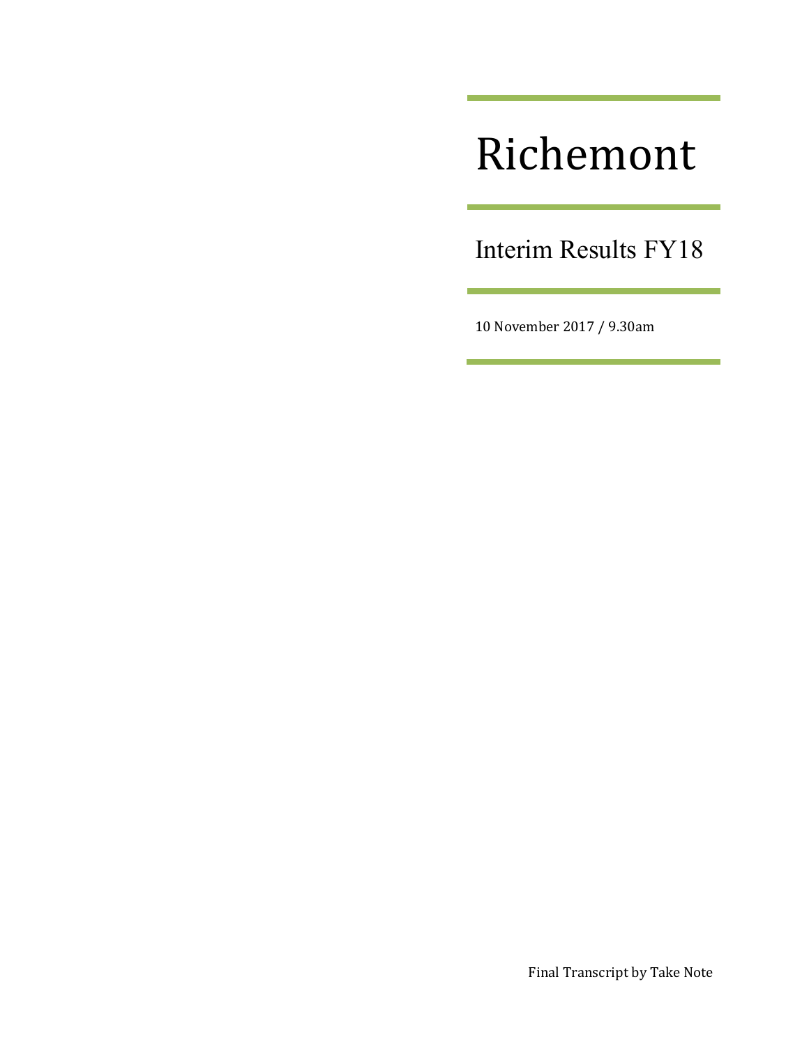# Richemont

## Interim Results FY18

10 November 2017 / 9.30am

Final Transcript by Take Note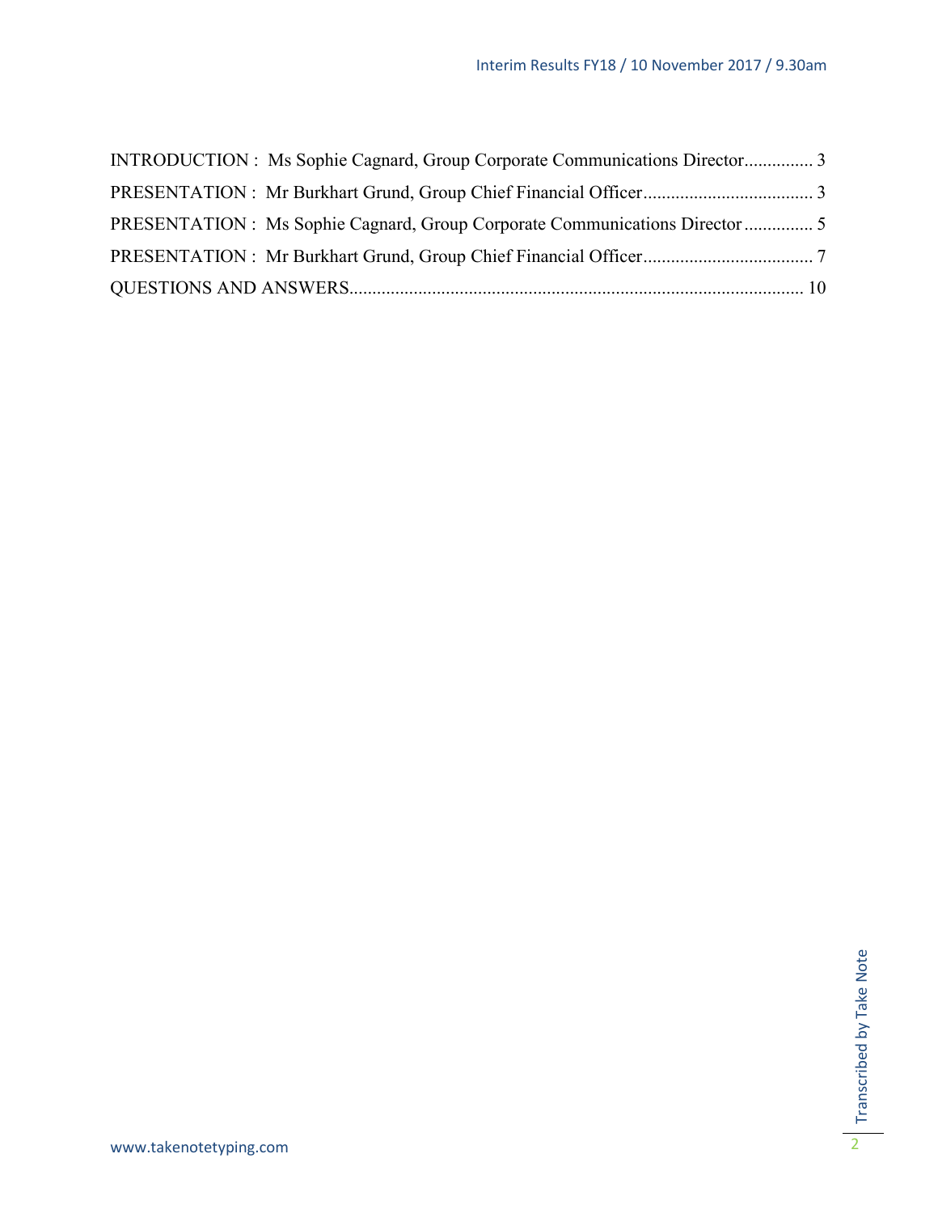INTRODUCTION : Ms Sophie Cagnard, Group Corporate Communications Director............... 3

PRESENTATION : Mr Burkhart Grund, Group Chief Financial Officer..................................... 3

PRESENTATION : Ms Sophie Cagnard, Group Corporate Communications Director............... 5

PRESENTATION : Mr Burkhart Grund, Group Chief Financial Officer..................................... 7

QUESTIONS AND ANSWERS.................................................................................................. 10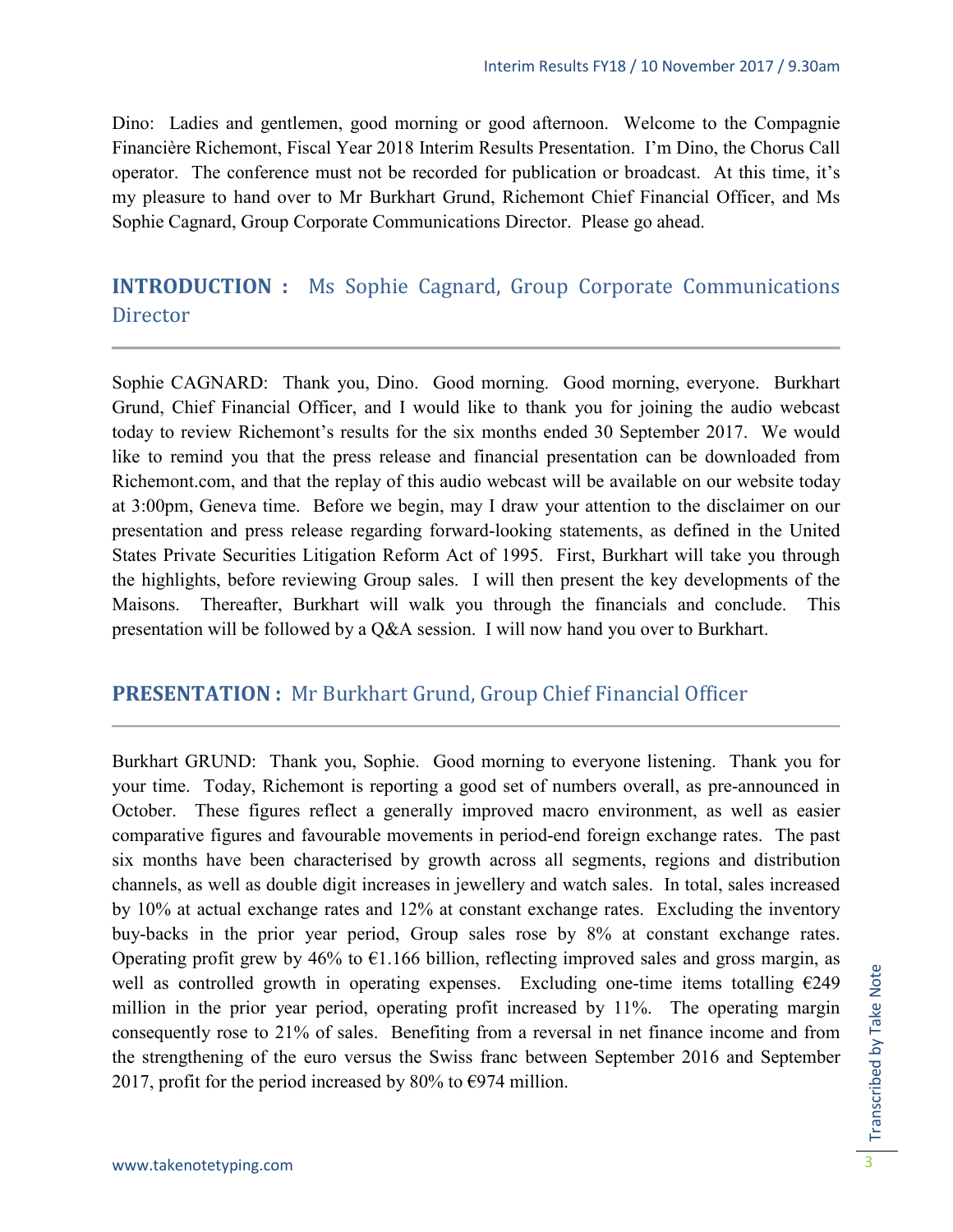Dino: Ladies and gentlemen, good morning or good afternoon. Welcome to the Compagnie Financière Richemont, Fiscal Year 2018 Interim Results Presentation. I'm Dino, the Chorus Call operator. The conference must not be recorded for publication or broadcast. At this time, it's my pleasure to hand over to Mr Burkhart Grund, Richemont Chief Financial Officer, and Ms Sophie Cagnard, Group Corporate Communications Director. Please go ahead.

## **INTRODUCTION :** Ms Sophie Cagnard, Group Corporate Communications Director

Sophie CAGNARD: Thank you, Dino. Good morning. Good morning, everyone. Burkhart Grund, Chief Financial Officer, and I would like to thank you for joining the audio webcast today to review Richemont's results for the six months ended 30 September 2017. We would like to remind you that the press release and financial presentation can be downloaded from Richemont.com, and that the replay of this audio webcast will be available on our website today at 3:00pm, Geneva time. Before we begin, may I draw your attention to the disclaimer on our presentation and press release regarding forward-looking statements, as defined in the United States Private Securities Litigation Reform Act of 1995. First, Burkhart will take you through the highlights, before reviewing Group sales. I will then present the key developments of the Maisons. Thereafter, Burkhart will walk you through the financials and conclude. This presentation will be followed by a Q&A session. I will now hand you over to Burkhart.

## **PRESENTATION :** Mr Burkhart Grund, Group Chief Financial Officer

Burkhart GRUND: Thank you, Sophie. Good morning to everyone listening. Thank you for your time. Today, Richemont is reporting a good set of numbers overall, as pre-announced in October. These figures reflect a generally improved macro environment, as well as easier comparative figures and favourable movements in period-end foreign exchange rates. The past six months have been characterised by growth across all segments, regions and distribution channels, as well as double digit increases in jewellery and watch sales. In total, sales increased by 10% at actual exchange rates and 12% at constant exchange rates. Excluding the inventory buy-backs in the prior year period, Group sales rose by 8% at constant exchange rates. Operating profit grew by 46% to €1.166 billion, reflecting improved sales and gross margin, as well as controlled growth in operating expenses. Excluding one-time items totalling €249 million in the prior year period, operating profit increased by 11%. The operating margin consequently rose to 21% of sales. Benefiting from a reversal in net finance income and from the strengthening of the euro versus the Swiss franc between September 2016 and September 2017, profit for the period increased by 80% to €974 million.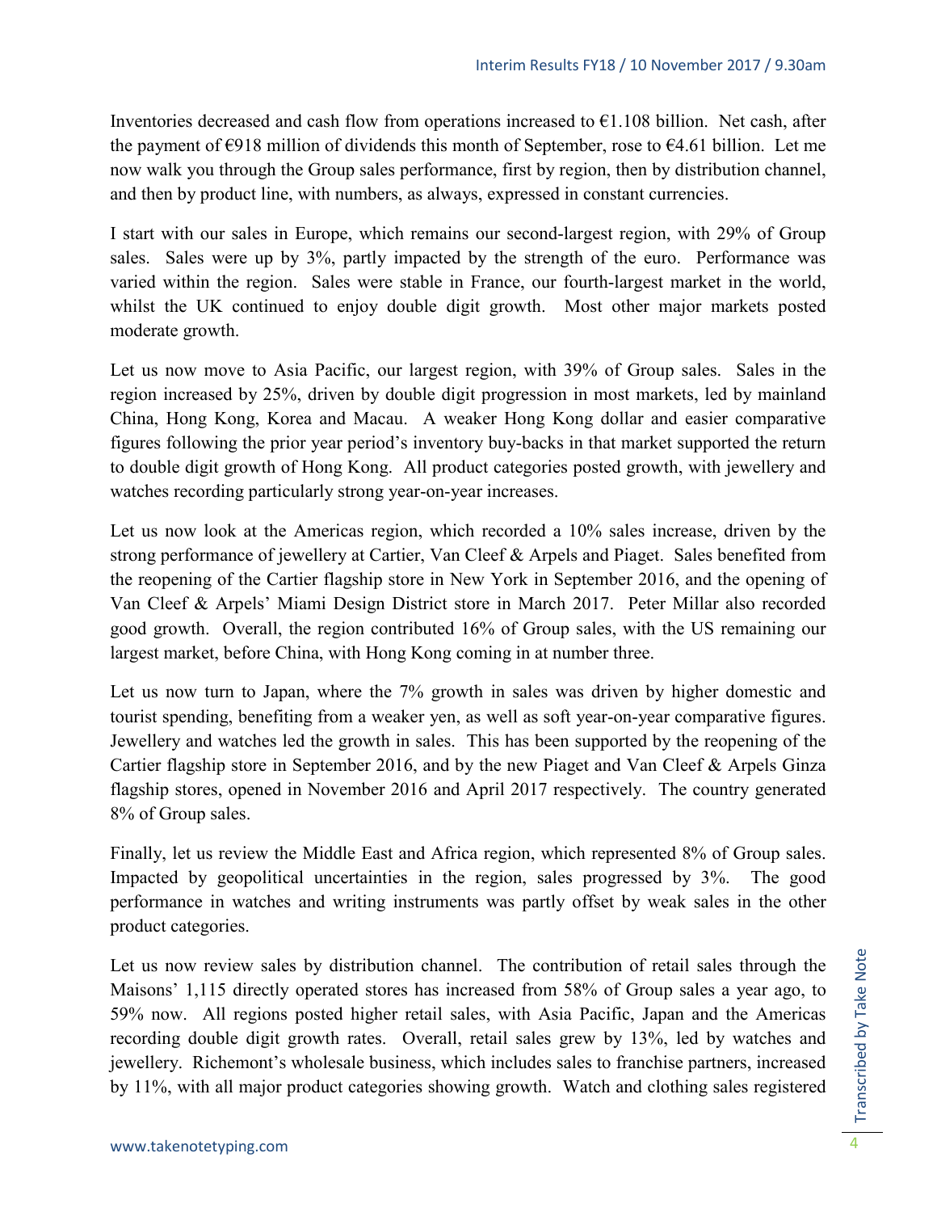Inventories decreased and cash flow from operations increased to €1.108 billion. Net cash, after the payment of €918 million of dividends this month of September, rose to €4.61 billion. Let me now walk you through the Group sales performance, first by region, then by distribution channel, and then by product line, with numbers, as always, expressed in constant currencies.

I start with our sales in Europe, which remains our second-largest region, with 29% of Group sales. Sales were up by 3%, partly impacted by the strength of the euro. Performance was varied within the region. Sales were stable in France, our fourth-largest market in the world, whilst the UK continued to enjoy double digit growth. Most other major markets posted moderate growth.

Let us now move to Asia Pacific, our largest region, with 39% of Group sales. Sales in the region increased by 25%, driven by double digit progression in most markets, led by mainland China, Hong Kong, Korea and Macau. A weaker Hong Kong dollar and easier comparative figures following the prior year period's inventory buy-backs in that market supported the return to double digit growth of Hong Kong. All product categories posted growth, with jewellery and watches recording particularly strong year-on-year increases.

Let us now look at the Americas region, which recorded a 10% sales increase, driven by the strong performance of jewellery at Cartier, Van Cleef & Arpels and Piaget. Sales benefited from the reopening of the Cartier flagship store in New York in September 2016, and the opening of Van Cleef & Arpels' Miami Design District store in March 2017. Peter Millar also recorded good growth. Overall, the region contributed 16% of Group sales, with the US remaining our largest market, before China, with Hong Kong coming in at number three.

Let us now turn to Japan, where the 7% growth in sales was driven by higher domestic and tourist spending, benefiting from a weaker yen, as well as soft year-on-year comparative figures. Jewellery and watches led the growth in sales. This has been supported by the reopening of the Cartier flagship store in September 2016, and by the new Piaget and Van Cleef & Arpels Ginza flagship stores, opened in November 2016 and April 2017 respectively. The country generated 8% of Group sales.

Finally, let us review the Middle East and Africa region, which represented 8% of Group sales. Impacted by geopolitical uncertainties in the region, sales progressed by 3%. The good performance in watches and writing instruments was partly offset by weak sales in the other product categories.

Let us now review sales by distribution channel. The contribution of retail sales through the Maisons' 1,115 directly operated stores has increased from 58% of Group sales a year ago, to 59% now. All regions posted higher retail sales, with Asia Pacific, Japan and the Americas recording double digit growth rates. Overall, retail sales grew by 13%, led by watches and jewellery. Richemont's wholesale business, which includes sales to franchise partners, increased by 11%, with all major product categories showing growth. Watch and clothing sales registered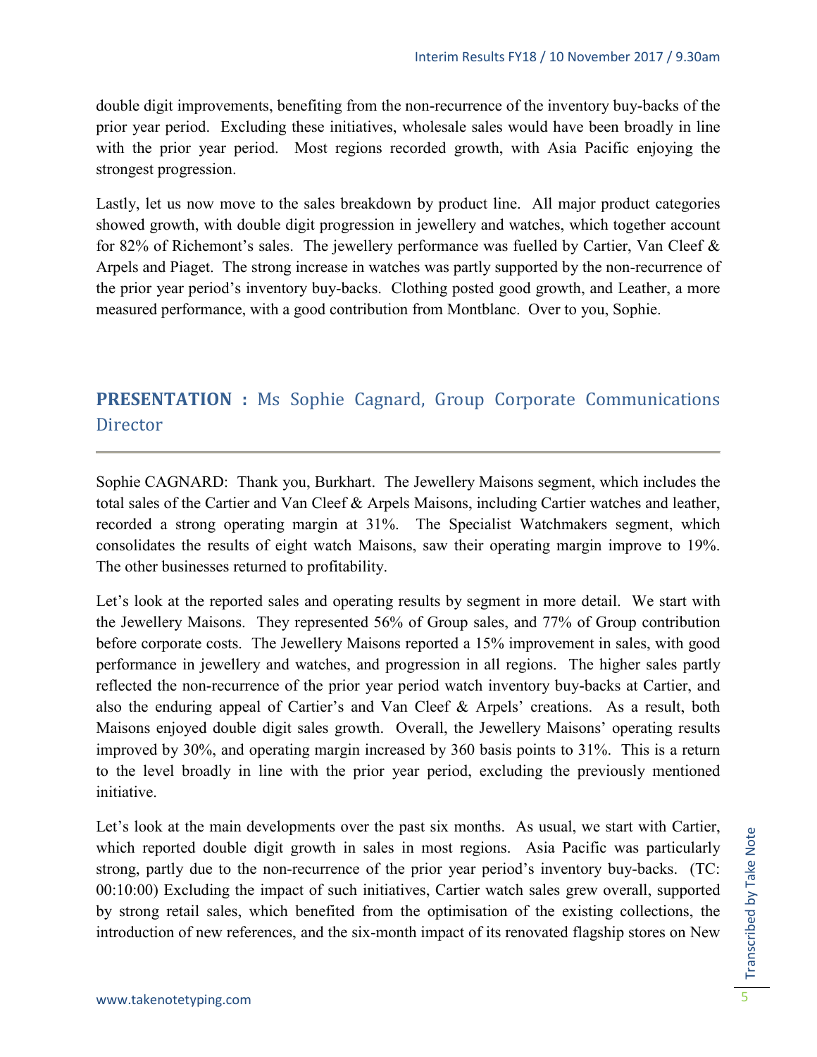double digit improvements, benefiting from the non-recurrence of the inventory buy-backs of the prior year period. Excluding these initiatives, wholesale sales would have been broadly in line with the prior year period. Most regions recorded growth, with Asia Pacific enjoying the strongest progression.

Lastly, let us now move to the sales breakdown by product line. All major product categories showed growth, with double digit progression in jewellery and watches, which together account for 82% of Richemont's sales. The jewellery performance was fuelled by Cartier, Van Cleef & Arpels and Piaget. The strong increase in watches was partly supported by the non-recurrence of the prior year period's inventory buy-backs. Clothing posted good growth, and Leather, a more measured performance, with a good contribution from Montblanc. Over to you, Sophie.

## PRESENTATION : Ms Sophie Cagnard, Group Corporate Communications Director

Sophie CAGNARD: Thank you, Burkhart. The Jewellery Maisons segment, which includes the total sales of the Cartier and Van Cleef & Arpels Maisons, including Cartier watches and leather, recorded a strong operating margin at 31%. The Specialist Watchmakers segment, which consolidates the results of eight watch Maisons, saw their operating margin improve to 19%. The other businesses returned to profitability.

Let's look at the reported sales and operating results by segment in more detail. We start with the Jewellery Maisons. They represented 56% of Group sales, and 77% of Group contribution before corporate costs. The Jewellery Maisons reported a 15% improvement in sales, with good performance in jewellery and watches, and progression in all regions. The higher sales partly reflected the non-recurrence of the prior year period watch inventory buy-backs at Cartier, and also the enduring appeal of Cartier's and Van Cleef & Arpels' creations. As a result, both Maisons enjoyed double digit sales growth. Overall, the Jewellery Maisons' operating results improved by 30%, and operating margin increased by 360 basis points to 31%. This is a return to the level broadly in line with the prior year period, excluding the previously mentioned initiative.

Let's look at the main developments over the past six months. As usual, we start with Cartier, which reported double digit growth in sales in most regions. Asia Pacific was particularly strong, partly due to the non-recurrence of the prior year period's inventory buy-backs. (TC: 00:10:00) Excluding the impact of such initiatives, Cartier watch sales grew overall, supported by strong retail sales, which benefited from the optimisation of the existing collections, the introduction of new references, and the six-month impact of its renovated flagship stores on New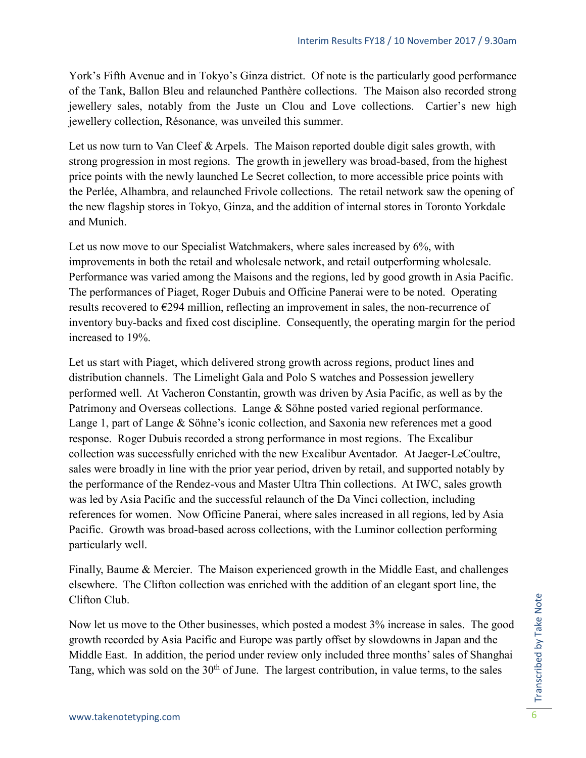York's Fifth Avenue and in Tokyo's Ginza district. Of note is the particularly good performance of the Tank, Ballon Bleu and relaunched Panthère collections. The Maison also recorded strong jewellery sales, notably from the Juste un Clou and Love collections. Cartier's new high jewellery collection, Résonance, was unveiled this summer.

Let us now turn to Van Cleef & Arpels. The Maison reported double digit sales growth, with strong progression in most regions. The growth in jewellery was broad-based, from the highest price points with the newly launched Le Secret collection, to more accessible price points with the Perlée, Alhambra, and relaunched Frivole collections. The retail network saw the opening of the new flagship stores in Tokyo, Ginza, and the addition of internal stores in Toronto Yorkdale and Munich.

Let us now move to our Specialist Watchmakers, where sales increased by 6%, with improvements in both the retail and wholesale network, and retail outperforming wholesale. Performance was varied among the Maisons and the regions, led by good growth in Asia Pacific. The performances of Piaget, Roger Dubuis and Officine Panerai were to be noted. Operating results recovered to €294 million, reflecting an improvement in sales, the non-recurrence of inventory buy-backs and fixed cost discipline. Consequently, the operating margin for the period increased to 19%.

Let us start with Piaget, which delivered strong growth across regions, product lines and distribution channels. The Limelight Gala and Polo S watches and Possession jewellery performed well. At Vacheron Constantin, growth was driven by Asia Pacific, as well as by the Patrimony and Overseas collections. Lange & Söhne posted varied regional performance. Lange 1, part of Lange & Söhne's iconic collection, and Saxonia new references met a good response. Roger Dubuis recorded a strong performance in most regions. The Excalibur collection was successfully enriched with the new Excalibur Aventador. At Jaeger-LeCoultre, sales were broadly in line with the prior year period, driven by retail, and supported notably by the performance of the Rendez-vous and Master Ultra Thin collections. At IWC, sales growth was led by Asia Pacific and the successful relaunch of the Da Vinci collection, including references for women. Now Officine Panerai, where sales increased in all regions, led by Asia Pacific. Growth was broad-based across collections, with the Luminor collection performing particularly well.

Finally, Baume & Mercier. The Maison experienced growth in the Middle East, and challenges elsewhere. The Clifton collection was enriched with the addition of an elegant sport line, the Clifton Club.

Now let us move to the Other businesses, which posted a modest 3% increase in sales. The good growth recorded by Asia Pacific and Europe was partly offset by slowdowns in Japan and the Middle East. In addition, the period under review only included three months' sales of Shanghai Tang, which was sold on the 30th of June. The largest contribution, in value terms, to the sales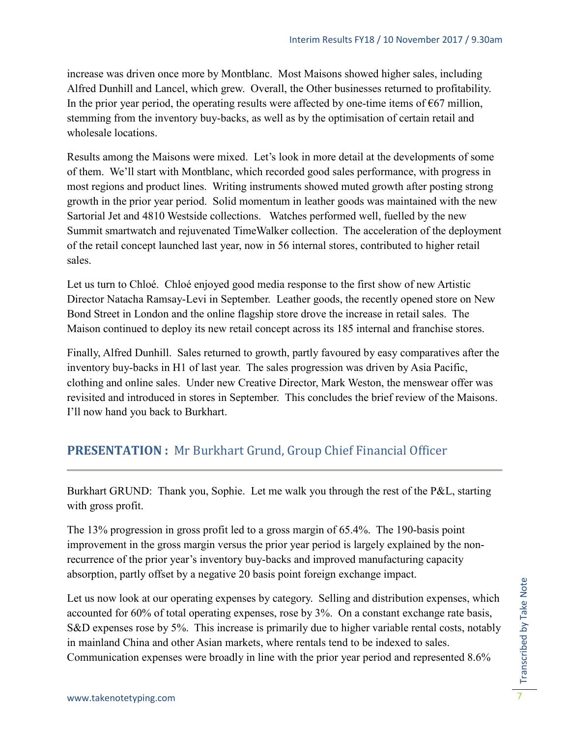increase was driven once more by Montblanc. Most Maisons showed higher sales, including Alfred Dunhill and Lancel, which grew. Overall, the Other businesses returned to profitability. In the prior year period, the operating results were affected by one-time items of €67 million, stemming from the inventory buy-backs, as well as by the optimisation of certain retail and wholesale locations.

Results among the Maisons were mixed. Let's look in more detail at the developments of some of them. We'll start with Montblanc, which recorded good sales performance, with progress in most regions and product lines. Writing instruments showed muted growth after posting strong growth in the prior year period. Solid momentum in leather goods was maintained with the new Sartorial Jet and 4810 Westside collections. Watches performed well, fuelled by the new Summit smartwatch and rejuvenated TimeWalker collection. The acceleration of the deployment of the retail concept launched last year, now in 56 internal stores, contributed to higher retail sales.

Let us turn to Chloé. Chloé enjoyed good media response to the first show of new Artistic Director Natacha Ramsay-Levi in September. Leather goods, the recently opened store on New Bond Street in London and the online flagship store drove the increase in retail sales. The Maison continued to deploy its new retail concept across its 185 internal and franchise stores.

Finally, Alfred Dunhill. Sales returned to growth, partly favoured by easy comparatives after the inventory buy-backs in H1 of last year. The sales progression was driven by Asia Pacific, clothing and online sales. Under new Creative Director, Mark Weston, the menswear offer was revisited and introduced in stores in September. This concludes the brief review of the Maisons. I'll now hand you back to Burkhart.

## PRESENTATION : Mr Burkhart Grund, Group Chief Financial Officer

Burkhart GRUND: Thank you, Sophie. Let me walk you through the rest of the P&L, starting with gross profit.

The 13% progression in gross profit led to a gross margin of 65.4%. The 190-basis point improvement in the gross margin versus the prior year period is largely explained by the non-recurrence of the prior year's inventory buy-backs and improved manufacturing capacity absorption, partly offset by a negative 20 basis point foreign exchange impact.

Let us now look at our operating expenses by category. Selling and distribution expenses, which accounted for 60% of total operating expenses, rose by 3%. On a constant exchange rate basis, S&D expenses rose by 5%. This increase is primarily due to higher variable rental costs, notably in mainland China and other Asian markets, where rentals tend to be indexed to sales. Communication expenses were broadly in line with the prior year period and represented 8.6%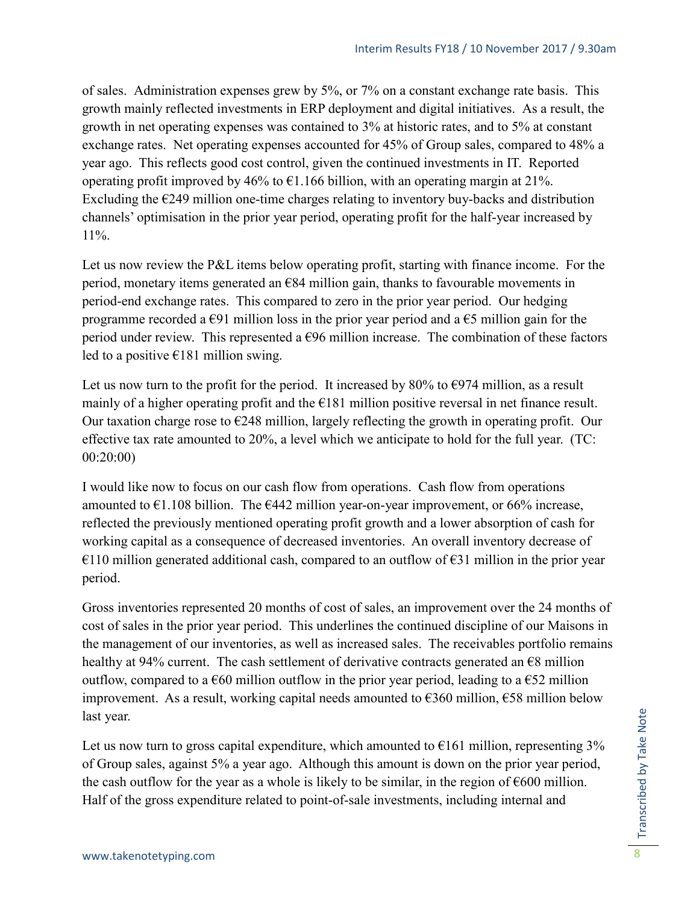of sales. Administration expenses grew by 5%, or 7% on a constant exchange rate basis. This growth mainly reflected investments in ERP deployment and digital initiatives. As a result, the growth in net operating expenses was contained to 3% at historic rates, and to 5% at constant exchange rates. Net operating expenses accounted for 45% of Group sales, compared to 48% a year ago. This reflects good cost control, given the continued investments in IT. Reported operating profit improved by 46% to €1.166 billion, with an operating margin at 21%. Excluding the €249 million one-time charges relating to inventory buy-backs and distribution channels' optimisation in the prior year period, operating profit for the half-year increased by 11%.

Let us now review the P&L items below operating profit, starting with finance income. For the period, monetary items generated an €84 million gain, thanks to favourable movements in period-end exchange rates. This compared to zero in the prior year period. Our hedging programme recorded a €91 million loss in the prior year period and a €5 million gain for the period under review. This represented a €96 million increase. The combination of these factors led to a positive €181 million swing.

Let us now turn to the profit for the period. It increased by 80% to €974 million, as a result mainly of a higher operating profit and the €181 million positive reversal in net finance result. Our taxation charge rose to €248 million, largely reflecting the growth in operating profit. Our effective tax rate amounted to 20%, a level which we anticipate to hold for the full year. (TC: 00:20:00)

I would like now to focus on our cash flow from operations. Cash flow from operations amounted to €1.108 billion. The €442 million year-on-year improvement, or 66% increase, reflected the previously mentioned operating profit growth and a lower absorption of cash for working capital as a consequence of decreased inventories. An overall inventory decrease of €110 million generated additional cash, compared to an outflow of €31 million in the prior year period.

Gross inventories represented 20 months of cost of sales, an improvement over the 24 months of cost of sales in the prior year period. This underlines the continued discipline of our Maisons in the management of our inventories, as well as increased sales. The receivables portfolio remains healthy at 94% current. The cash settlement of derivative contracts generated an €8 million outflow, compared to a €60 million outflow in the prior year period, leading to a €52 million improvement. As a result, working capital needs amounted to €360 million, €58 million below last year.

Let us now turn to gross capital expenditure, which amounted to €161 million, representing 3% of Group sales, against 5% a year ago. Although this amount is down on the prior year period, the cash outflow for the year as a whole is likely to be similar, in the region of €600 million. Half of the gross expenditure related to point-of-sale investments, including internal and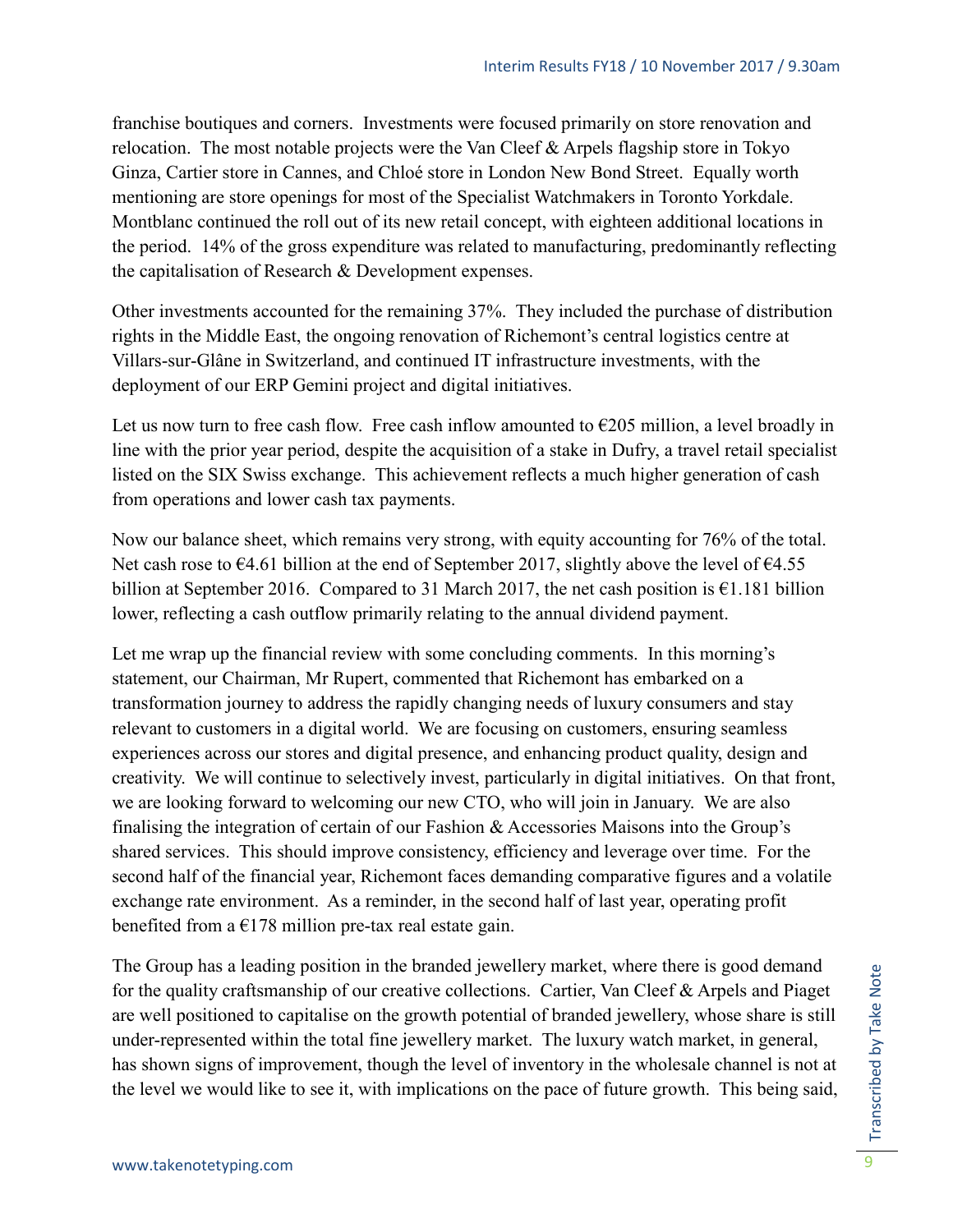franchise boutiques and corners. Investments were focused primarily on store renovation and relocation. The most notable projects were the Van Cleef & Arpels flagship store in Tokyo Ginza, Cartier store in Cannes, and Chloé store in London New Bond Street. Equally worth mentioning are store openings for most of the Specialist Watchmakers in Toronto Yorkdale. Montblanc continued the roll out of its new retail concept, with eighteen additional locations in the period. 14% of the gross expenditure was related to manufacturing, predominantly reflecting the capitalisation of Research & Development expenses.

Other investments accounted for the remaining 37%. They included the purchase of distribution rights in the Middle East, the ongoing renovation of Richemont's central logistics centre at Villars-sur-Glâne in Switzerland, and continued IT infrastructure investments, with the deployment of our ERP Gemini project and digital initiatives.

Let us now turn to free cash flow. Free cash inflow amounted to €205 million, a level broadly in line with the prior year period, despite the acquisition of a stake in Dufry, a travel retail specialist listed on the SIX Swiss exchange. This achievement reflects a much higher generation of cash from operations and lower cash tax payments.

Now our balance sheet, which remains very strong, with equity accounting for 76% of the total. Net cash rose to €4.61 billion at the end of September 2017, slightly above the level of €4.55 billion at September 2016. Compared to 31 March 2017, the net cash position is €1.181 billion lower, reflecting a cash outflow primarily relating to the annual dividend payment.

Let me wrap up the financial review with some concluding comments. In this morning's statement, our Chairman, Mr Rupert, commented that Richemont has embarked on a transformation journey to address the rapidly changing needs of luxury consumers and stay relevant to customers in a digital world. We are focusing on customers, ensuring seamless experiences across our stores and digital presence, and enhancing product quality, design and creativity. We will continue to selectively invest, particularly in digital initiatives. On that front, we are looking forward to welcoming our new CTO, who will join in January. We are also finalising the integration of certain of our Fashion & Accessories Maisons into the Group's shared services. This should improve consistency, efficiency and leverage over time. For the second half of the financial year, Richemont faces demanding comparative figures and a volatile exchange rate environment. As a reminder, in the second half of last year, operating profit benefited from a €178 million pre-tax real estate gain.

The Group has a leading position in the branded jewellery market, where there is good demand for the quality craftsmanship of our creative collections. Cartier, Van Cleef & Arpels and Piaget are well positioned to capitalise on the growth potential of branded jewellery, whose share is still under-represented within the total fine jewellery market. The luxury watch market, in general, has shown signs of improvement, though the level of inventory in the wholesale channel is not at the level we would like to see it, with implications on the pace of future growth. This being said,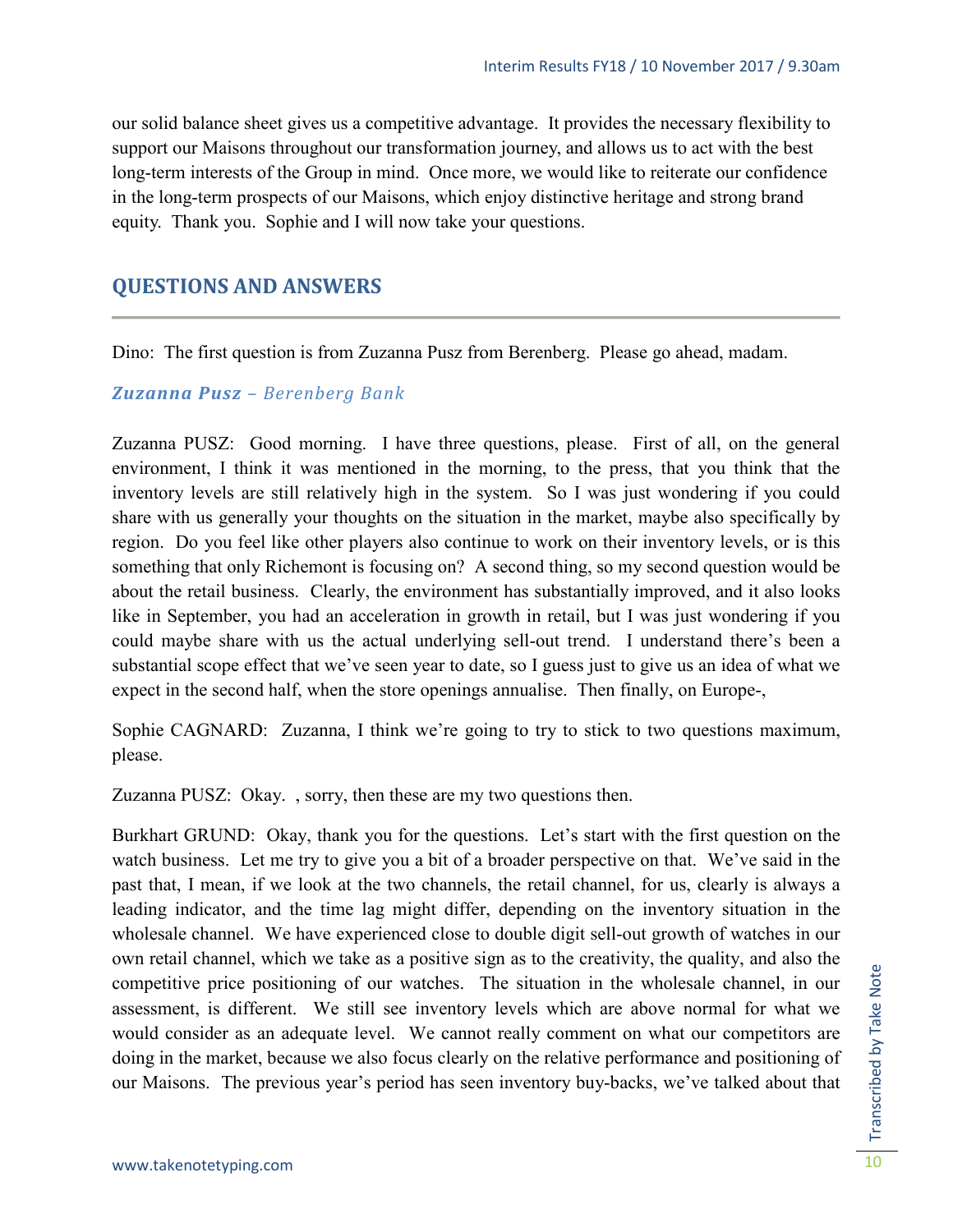our solid balance sheet gives us a competitive advantage. It provides the necessary flexibility to support our Maisons throughout our transformation journey, and allows us to act with the best long-term interests of the Group in mind. Once more, we would like to reiterate our confidence in the long-term prospects of our Maisons, which enjoy distinctive heritage and strong brand equity. Thank you. Sophie and I will now take your questions.

## QUESTIONS AND ANSWERS

Dino: The first question is from Zuzanna Pusz from Berenberg. Please go ahead, madam.

### *Zuzanna Pusz – Berenberg Bank*

Zuzanna PUSZ: Good morning. I have three questions, please. First of all, on the general environment, I think it was mentioned in the morning, to the press, that you think that the inventory levels are still relatively high in the system. So I was just wondering if you could share with us generally your thoughts on the situation in the market, maybe also specifically by region. Do you feel like other players also continue to work on their inventory levels, or is this something that only Richemont is focusing on? A second thing, so my second question would be about the retail business. Clearly, the environment has substantially improved, and it also looks like in September, you had an acceleration in growth in retail, but I was just wondering if you could maybe share with us the actual underlying sell-out trend. I understand there's been a substantial scope effect that we've seen year to date, so I guess just to give us an idea of what we expect in the second half, when the store openings annualise. Then finally, on Europe-,

Sophie CAGNARD: Zuzanna, I think we're going to try to stick to two questions maximum, please.

Zuzanna PUSZ: Okay. , sorry, then these are my two questions then.

Burkhart GRUND: Okay, thank you for the questions. Let's start with the first question on the watch business. Let me try to give you a bit of a broader perspective on that. We've said in the past that, I mean, if we look at the two channels, the retail channel, for us, clearly is always a leading indicator, and the time lag might differ, depending on the inventory situation in the wholesale channel. We have experienced close to double digit sell-out growth of watches in our own retail channel, which we take as a positive sign as to the creativity, the quality, and also the competitive price positioning of our watches. The situation in the wholesale channel, in our assessment, is different. We still see inventory levels which are above normal for what we would consider as an adequate level. We cannot really comment on what our competitors are doing in the market, because we also focus clearly on the relative performance and positioning of our Maisons. The previous year's period has seen inventory buy-backs, we've talked about that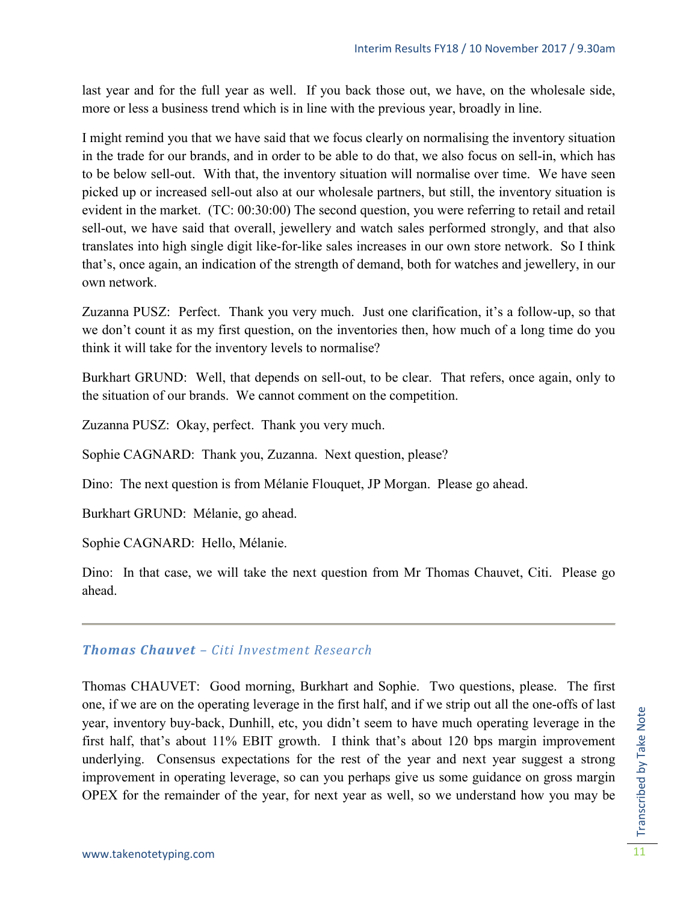last year and for the full year as well. If you back those out, we have, on the wholesale side, more or less a business trend which is in line with the previous year, broadly in line.

I might remind you that we have said that we focus clearly on normalising the inventory situation in the trade for our brands, and in order to be able to do that, we also focus on sell-in, which has to be below sell-out. With that, the inventory situation will normalise over time. We have seen picked up or increased sell-out also at our wholesale partners, but still, the inventory situation is evident in the market. (TC: 00:30:00) The second question, you were referring to retail and retail sell-out, we have said that overall, jewellery and watch sales performed strongly, and that also translates into high single digit like-for-like sales increases in our own store network. So I think that's, once again, an indication of the strength of demand, both for watches and jewellery, in our own network.

Zuzanna PUSZ: Perfect. Thank you very much. Just one clarification, it's a follow-up, so that we don't count it as my first question, on the inventories then, how much of a long time do you think it will take for the inventory levels to normalise?

Burkhart GRUND: Well, that depends on sell-out, to be clear. That refers, once again, only to the situation of our brands. We cannot comment on the competition.

Zuzanna PUSZ: Okay, perfect. Thank you very much.

Sophie CAGNARD: Thank you, Zuzanna. Next question, please?

Dino: The next question is from Mélanie Flouquet, JP Morgan. Please go ahead.

Burkhart GRUND: Mélanie, go ahead.

Sophie CAGNARD: Hello, Mélanie.

Dino: In that case, we will take the next question from Mr Thomas Chauvet, Citi. Please go ahead.

---

### *Thomas Chauvet – Citi Investment Research*

Thomas CHAUVET: Good morning, Burkhart and Sophie. Two questions, please. The first one, if we are on the operating leverage in the first half, and if we strip out all the one-offs of last year, inventory buy-back, Dunhill, etc, you didn't seem to have much operating leverage in the first half, that's about 11% EBIT growth. I think that's about 120 bps margin improvement underlying. Consensus expectations for the rest of the year and next year suggest a strong improvement in operating leverage, so can you perhaps give us some guidance on gross margin OPEX for the remainder of the year, for next year as well, so we understand how you may be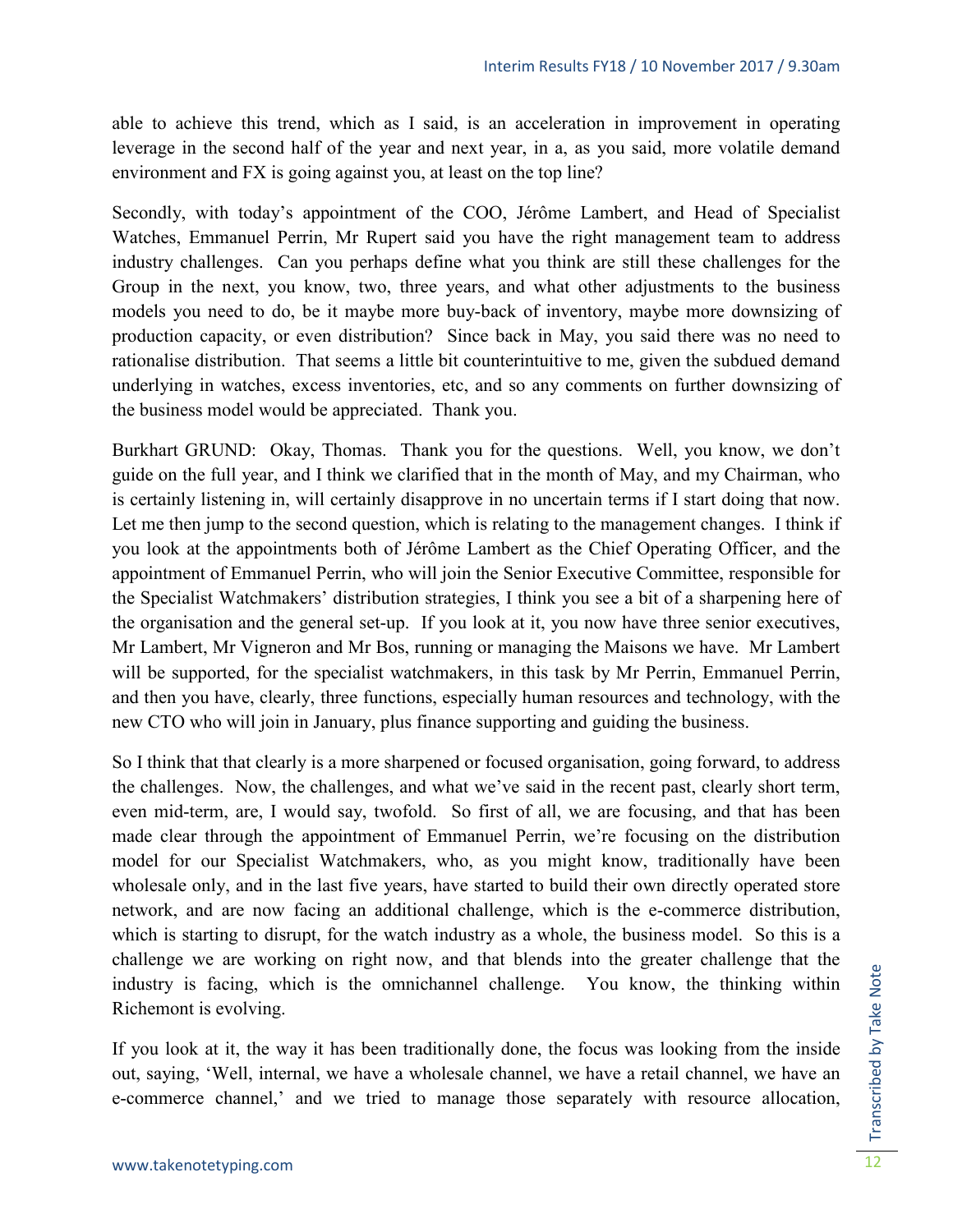able to achieve this trend, which as I said, is an acceleration in improvement in operating leverage in the second half of the year and next year, in a, as you said, more volatile demand environment and FX is going against you, at least on the top line?

Secondly, with today's appointment of the COO, Jérôme Lambert, and Head of Specialist Watches, Emmanuel Perrin, Mr Rupert said you have the right management team to address industry challenges. Can you perhaps define what you think are still these challenges for the Group in the next, you know, two, three years, and what other adjustments to the business models you need to do, be it maybe more buy-back of inventory, maybe more downsizing of production capacity, or even distribution? Since back in May, you said there was no need to rationalise distribution. That seems a little bit counterintuitive to me, given the subdued demand underlying in watches, excess inventories, etc, and so any comments on further downsizing of the business model would be appreciated. Thank you.

Burkhart GRUND: Okay, Thomas. Thank you for the questions. Well, you know, we don't guide on the full year, and I think we clarified that in the month of May, and my Chairman, who is certainly listening in, will certainly disapprove in no uncertain terms if I start doing that now. Let me then jump to the second question, which is relating to the management changes. I think if you look at the appointments both of Jérôme Lambert as the Chief Operating Officer, and the appointment of Emmanuel Perrin, who will join the Senior Executive Committee, responsible for the Specialist Watchmakers' distribution strategies, I think you see a bit of a sharpening here of the organisation and the general set-up. If you look at it, you now have three senior executives, Mr Lambert, Mr Vigneron and Mr Bos, running or managing the Maisons we have. Mr Lambert will be supported, for the specialist watchmakers, in this task by Mr Perrin, Emmanuel Perrin, and then you have, clearly, three functions, especially human resources and technology, with the new CTO who will join in January, plus finance supporting and guiding the business.

So I think that that clearly is a more sharpened or focused organisation, going forward, to address the challenges. Now, the challenges, and what we've said in the recent past, clearly short term, even mid-term, are, I would say, twofold. So first of all, we are focusing, and that has been made clear through the appointment of Emmanuel Perrin, we're focusing on the distribution model for our Specialist Watchmakers, who, as you might know, traditionally have been wholesale only, and in the last five years, have started to build their own directly operated store network, and are now facing an additional challenge, which is the e-commerce distribution, which is starting to disrupt, for the watch industry as a whole, the business model. So this is a challenge we are working on right now, and that blends into the greater challenge that the industry is facing, which is the omnichannel challenge. You know, the thinking within Richemont is evolving.

If you look at it, the way it has been traditionally done, the focus was looking from the inside out, saying, 'Well, internal, we have a wholesale channel, we have a retail channel, we have an e-commerce channel,' and we tried to manage those separately with resource allocation,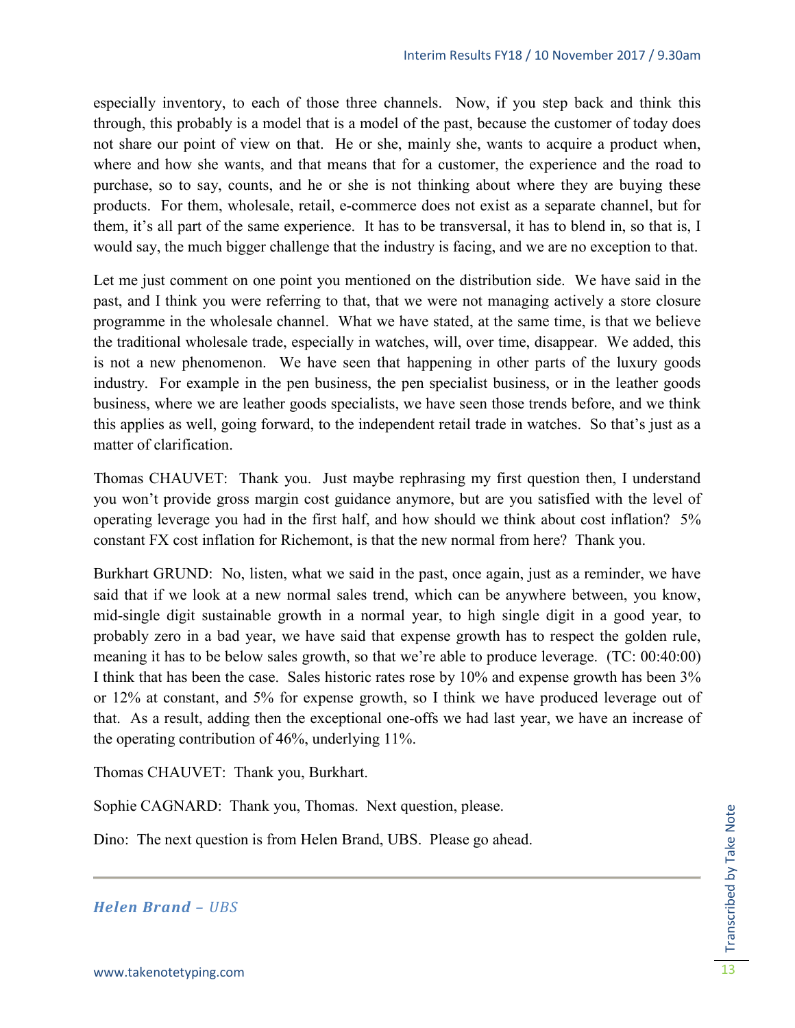especially inventory, to each of those three channels. Now, if you step back and think this through, this probably is a model that is a model of the past, because the customer of today does not share our point of view on that. He or she, mainly she, wants to acquire a product when, where and how she wants, and that means that for a customer, the experience and the road to purchase, so to say, counts, and he or she is not thinking about where they are buying these products. For them, wholesale, retail, e-commerce does not exist as a separate channel, but for them, it's all part of the same experience. It has to be transversal, it has to blend in, so that is, I would say, the much bigger challenge that the industry is facing, and we are no exception to that.

Let me just comment on one point you mentioned on the distribution side. We have said in the past, and I think you were referring to that, that we were not managing actively a store closure programme in the wholesale channel. What we have stated, at the same time, is that we believe the traditional wholesale trade, especially in watches, will, over time, disappear. We added, this is not a new phenomenon. We have seen that happening in other parts of the luxury goods industry. For example in the pen business, the pen specialist business, or in the leather goods business, where we are leather goods specialists, we have seen those trends before, and we think this applies as well, going forward, to the independent retail trade in watches. So that's just as a matter of clarification.

Thomas CHAUVET: Thank you. Just maybe rephrasing my first question then, I understand you won't provide gross margin cost guidance anymore, but are you satisfied with the level of operating leverage you had in the first half, and how should we think about cost inflation? 5% constant FX cost inflation for Richemont, is that the new normal from here? Thank you.

Burkhart GRUND: No, listen, what we said in the past, once again, just as a reminder, we have said that if we look at a new normal sales trend, which can be anywhere between, you know, mid-single digit sustainable growth in a normal year, to high single digit in a good year, to probably zero in a bad year, we have said that expense growth has to respect the golden rule, meaning it has to be below sales growth, so that we're able to produce leverage. (TC: 00:40:00) I think that has been the case. Sales historic rates rose by 10% and expense growth has been 3% or 12% at constant, and 5% for expense growth, so I think we have produced leverage out of that. As a result, adding then the exceptional one-offs we had last year, we have an increase of the operating contribution of 46%, underlying 11%.

Thomas CHAUVET: Thank you, Burkhart.

Sophie CAGNARD: Thank you, Thomas. Next question, please.

Dino: The next question is from Helen Brand, UBS. Please go ahead.

---

### *Helen Brand – UBS*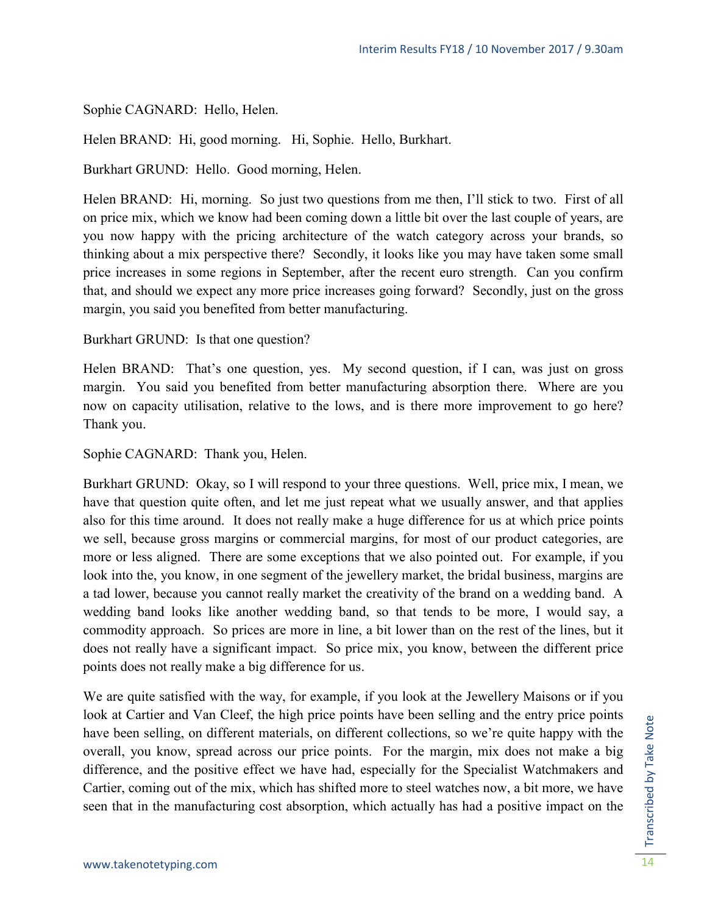Sophie CAGNARD: Hello, Helen.

Helen BRAND: Hi, good morning. Hi, Sophie. Hello, Burkhart.

Burkhart GRUND: Hello. Good morning, Helen.

Helen BRAND: Hi, morning. So just two questions from me then, I'll stick to two. First of all on price mix, which we know had been coming down a little bit over the last couple of years, are you now happy with the pricing architecture of the watch category across your brands, so thinking about a mix perspective there? Secondly, it looks like you may have taken some small price increases in some regions in September, after the recent euro strength. Can you confirm that, and should we expect any more price increases going forward? Secondly, just on the gross margin, you said you benefited from better manufacturing.

Burkhart GRUND: Is that one question?

Helen BRAND: That's one question, yes. My second question, if I can, was just on gross margin. You said you benefited from better manufacturing absorption there. Where are you now on capacity utilisation, relative to the lows, and is there more improvement to go here? Thank you.

Sophie CAGNARD: Thank you, Helen.

Burkhart GRUND: Okay, so I will respond to your three questions. Well, price mix, I mean, we have that question quite often, and let me just repeat what we usually answer, and that applies also for this time around. It does not really make a huge difference for us at which price points we sell, because gross margins or commercial margins, for most of our product categories, are more or less aligned. There are some exceptions that we also pointed out. For example, if you look into the, you know, in one segment of the jewellery market, the bridal business, margins are a tad lower, because you cannot really market the creativity of the brand on a wedding band. A wedding band looks like another wedding band, so that tends to be more, I would say, a commodity approach. So prices are more in line, a bit lower than on the rest of the lines, but it does not really have a significant impact. So price mix, you know, between the different price points does not really make a big difference for us.

We are quite satisfied with the way, for example, if you look at the Jewellery Maisons or if you look at Cartier and Van Cleef, the high price points have been selling and the entry price points have been selling, on different materials, on different collections, so we're quite happy with the overall, you know, spread across our price points. For the margin, mix does not make a big difference, and the positive effect we have had, especially for the Specialist Watchmakers and Cartier, coming out of the mix, which has shifted more to steel watches now, a bit more, we have seen that in the manufacturing cost absorption, which actually has had a positive impact on the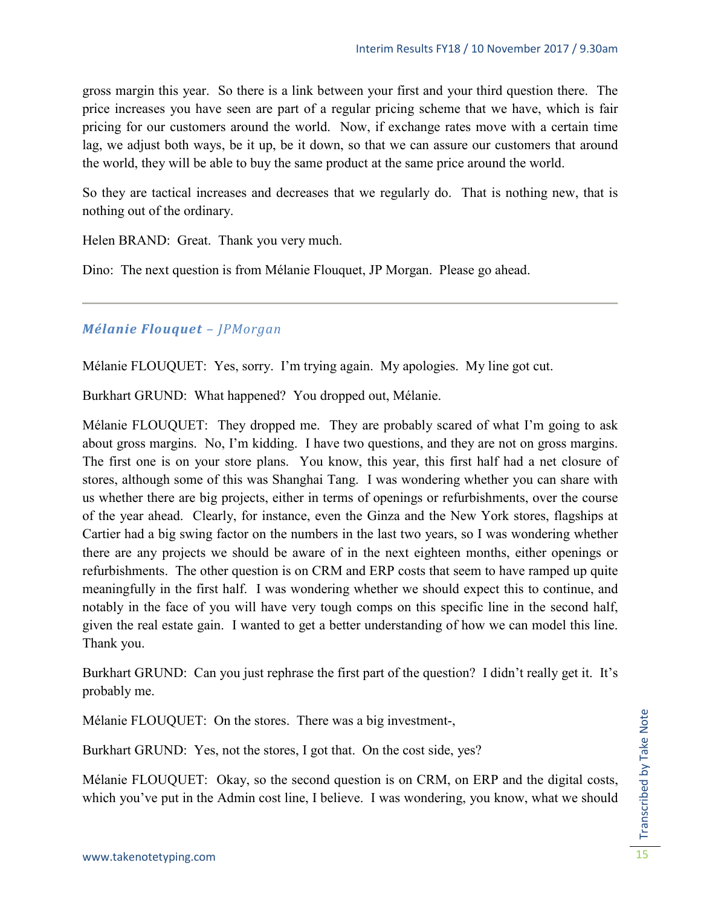gross margin this year. So there is a link between your first and your third question there. The price increases you have seen are part of a regular pricing scheme that we have, which is fair pricing for our customers around the world. Now, if exchange rates move with a certain time lag, we adjust both ways, be it up, be it down, so that we can assure our customers that around the world, they will be able to buy the same product at the same price around the world.

So they are tactical increases and decreases that we regularly do. That is nothing new, that is nothing out of the ordinary.

Helen BRAND: Great. Thank you very much.

Dino: The next question is from Mélanie Flouquet, JP Morgan. Please go ahead.

---

### ***Mélanie Flouquet** – JPMorgan*

Mélanie FLOUQUET: Yes, sorry. I'm trying again. My apologies. My line got cut.

Burkhart GRUND: What happened? You dropped out, Mélanie.

Mélanie FLOUQUET: They dropped me. They are probably scared of what I'm going to ask about gross margins. No, I'm kidding. I have two questions, and they are not on gross margins. The first one is on your store plans. You know, this year, this first half had a net closure of stores, although some of this was Shanghai Tang. I was wondering whether you can share with us whether there are big projects, either in terms of openings or refurbishments, over the course of the year ahead. Clearly, for instance, even the Ginza and the New York stores, flagships at Cartier had a big swing factor on the numbers in the last two years, so I was wondering whether there are any projects we should be aware of in the next eighteen months, either openings or refurbishments. The other question is on CRM and ERP costs that seem to have ramped up quite meaningfully in the first half. I was wondering whether we should expect this to continue, and notably in the face of you will have very tough comps on this specific line in the second half, given the real estate gain. I wanted to get a better understanding of how we can model this line. Thank you.

Burkhart GRUND: Can you just rephrase the first part of the question? I didn't really get it. It's probably me.

Mélanie FLOUQUET: On the stores. There was a big investment-,

Burkhart GRUND: Yes, not the stores, I got that. On the cost side, yes?

Mélanie FLOUQUET: Okay, so the second question is on CRM, on ERP and the digital costs, which you've put in the Admin cost line, I believe. I was wondering, you know, what we should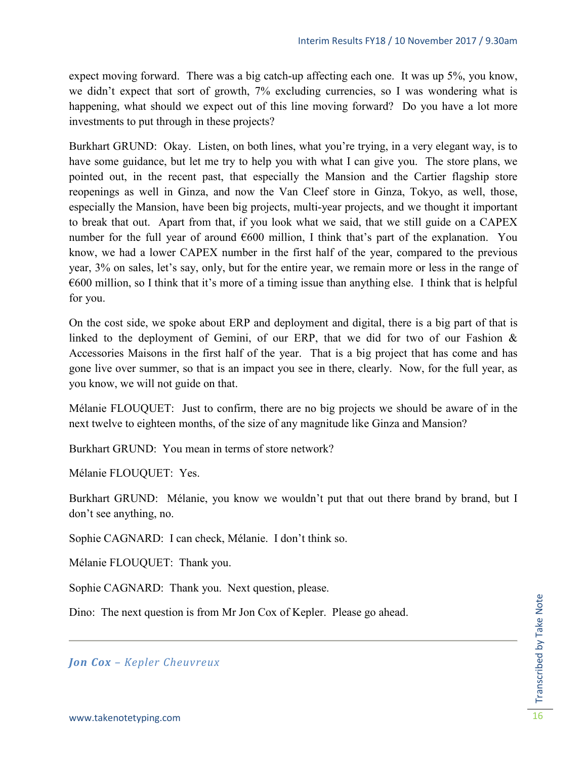expect moving forward. There was a big catch-up affecting each one. It was up 5%, you know, we didn't expect that sort of growth, 7% excluding currencies, so I was wondering what is happening, what should we expect out of this line moving forward? Do you have a lot more investments to put through in these projects?

Burkhart GRUND: Okay. Listen, on both lines, what you're trying, in a very elegant way, is to have some guidance, but let me try to help you with what I can give you. The store plans, we pointed out, in the recent past, that especially the Mansion and the Cartier flagship store reopenings as well in Ginza, and now the Van Cleef store in Ginza, Tokyo, as well, those, especially the Mansion, have been big projects, multi-year projects, and we thought it important to break that out. Apart from that, if you look what we said, that we still guide on a CAPEX number for the full year of around €600 million, I think that's part of the explanation. You know, we had a lower CAPEX number in the first half of the year, compared to the previous year, 3% on sales, let's say, only, but for the entire year, we remain more or less in the range of €600 million, so I think that it's more of a timing issue than anything else. I think that is helpful for you.

On the cost side, we spoke about ERP and deployment and digital, there is a big part of that is linked to the deployment of Gemini, of our ERP, that we did for two of our Fashion & Accessories Maisons in the first half of the year. That is a big project that has come and has gone live over summer, so that is an impact you see in there, clearly. Now, for the full year, as you know, we will not guide on that.

Mélanie FLOUQUET: Just to confirm, there are no big projects we should be aware of in the next twelve to eighteen months, of the size of any magnitude like Ginza and Mansion?

Burkhart GRUND: You mean in terms of store network?

Mélanie FLOUQUET: Yes.

Burkhart GRUND: Mélanie, you know we wouldn't put that out there brand by brand, but I don't see anything, no.

Sophie CAGNARD: I can check, Mélanie. I don't think so.

Mélanie FLOUQUET: Thank you.

Sophie CAGNARD: Thank you. Next question, please.

Dino: The next question is from Mr Jon Cox of Kepler. Please go ahead.

---

***Jon Cox** – Kepler Cheuvreux*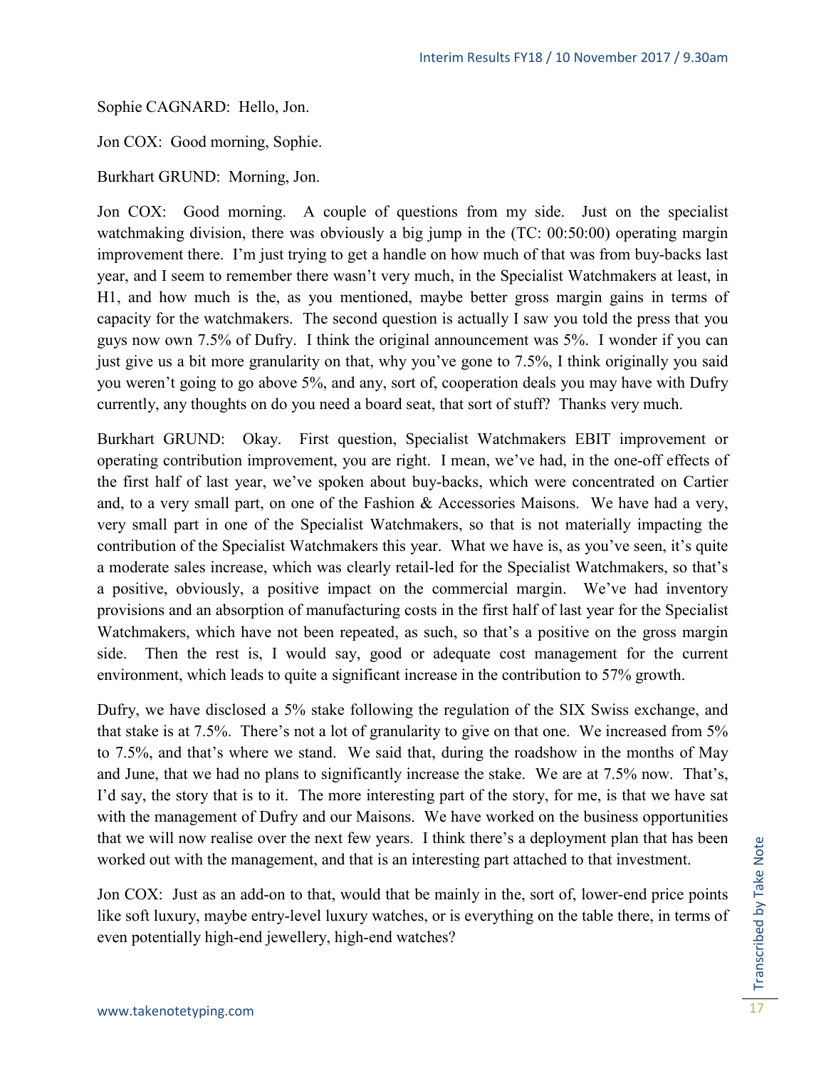Sophie CAGNARD: Hello, Jon.

Jon COX: Good morning, Sophie.

Burkhart GRUND: Morning, Jon.

Jon COX: Good morning. A couple of questions from my side. Just on the specialist watchmaking division, there was obviously a big jump in the (TC: 00:50:00) operating margin improvement there. I'm just trying to get a handle on how much of that was from buy-backs last year, and I seem to remember there wasn't very much, in the Specialist Watchmakers at least, in H1, and how much is the, as you mentioned, maybe better gross margin gains in terms of capacity for the watchmakers. The second question is actually I saw you told the press that you guys now own 7.5% of Dufry. I think the original announcement was 5%. I wonder if you can just give us a bit more granularity on that, why you've gone to 7.5%, I think originally you said you weren't going to go above 5%, and any, sort of, cooperation deals you may have with Dufry currently, any thoughts on do you need a board seat, that sort of stuff? Thanks very much.

Burkhart GRUND: Okay. First question, Specialist Watchmakers EBIT improvement or operating contribution improvement, you are right. I mean, we've had, in the one-off effects of the first half of last year, we've spoken about buy-backs, which were concentrated on Cartier and, to a very small part, on one of the Fashion & Accessories Maisons. We have had a very, very small part in one of the Specialist Watchmakers, so that is not materially impacting the contribution of the Specialist Watchmakers this year. What we have is, as you've seen, it's quite a moderate sales increase, which was clearly retail-led for the Specialist Watchmakers, so that's a positive, obviously, a positive impact on the commercial margin. We've had inventory provisions and an absorption of manufacturing costs in the first half of last year for the Specialist Watchmakers, which have not been repeated, as such, so that's a positive on the gross margin side. Then the rest is, I would say, good or adequate cost management for the current environment, which leads to quite a significant increase in the contribution to 57% growth.

Dufry, we have disclosed a 5% stake following the regulation of the SIX Swiss exchange, and that stake is at 7.5%. There's not a lot of granularity to give on that one. We increased from 5% to 7.5%, and that's where we stand. We said that, during the roadshow in the months of May and June, that we had no plans to significantly increase the stake. We are at 7.5% now. That's, I'd say, the story that is to it. The more interesting part of the story, for me, is that we have sat with the management of Dufry and our Maisons. We have worked on the business opportunities that we will now realise over the next few years. I think there's a deployment plan that has been worked out with the management, and that is an interesting part attached to that investment.

Jon COX: Just as an add-on to that, would that be mainly in the, sort of, lower-end price points like soft luxury, maybe entry-level luxury watches, or is everything on the table there, in terms of even potentially high-end jewellery, high-end watches?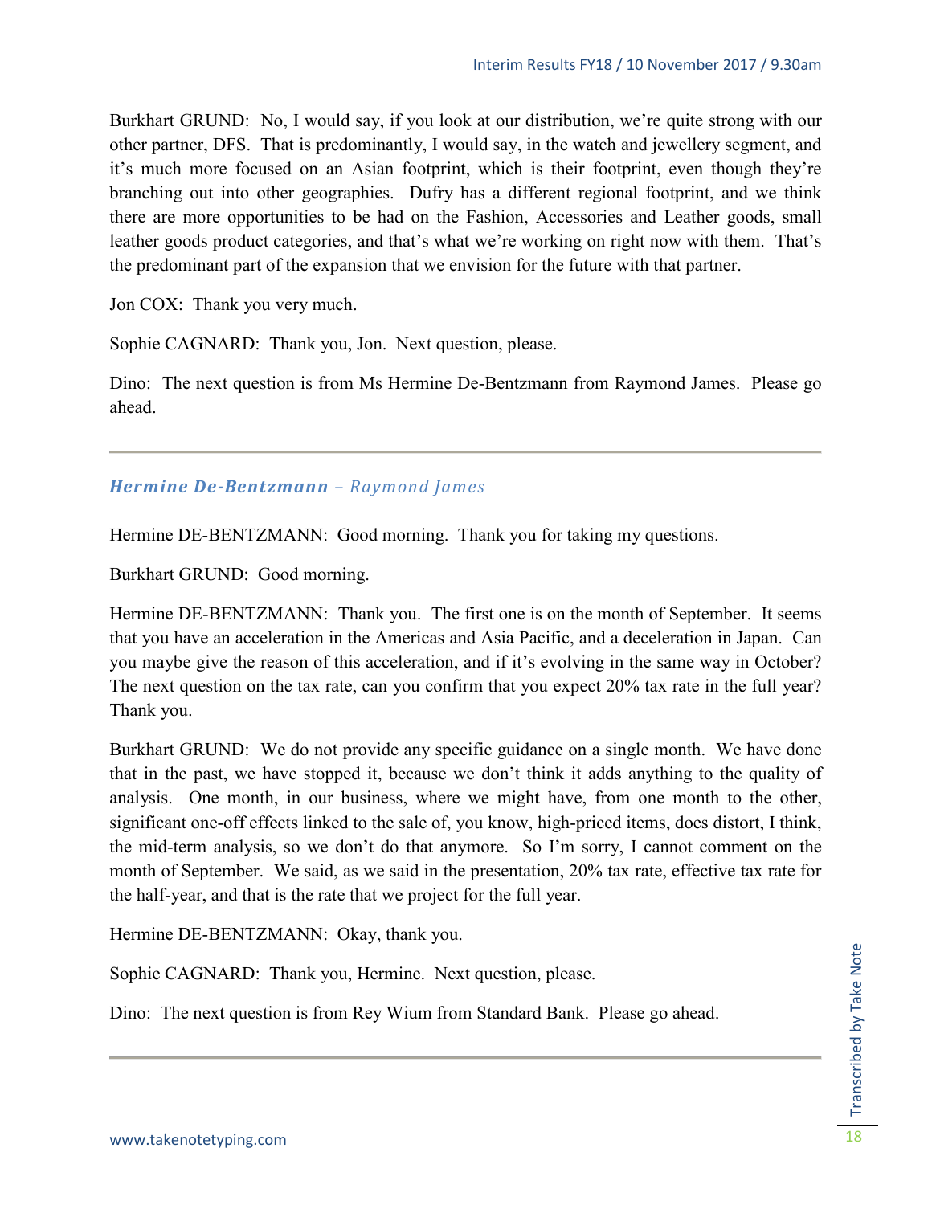Burkhart GRUND: No, I would say, if you look at our distribution, we're quite strong with our other partner, DFS. That is predominantly, I would say, in the watch and jewellery segment, and it's much more focused on an Asian footprint, which is their footprint, even though they're branching out into other geographies. Dufry has a different regional footprint, and we think there are more opportunities to be had on the Fashion, Accessories and Leather goods, small leather goods product categories, and that's what we're working on right now with them. That's the predominant part of the expansion that we envision for the future with that partner.

Jon COX: Thank you very much.

Sophie CAGNARD: Thank you, Jon. Next question, please.

Dino: The next question is from Ms Hermine De-Bentzmann from Raymond James. Please go ahead.

---

### ***Hermine De-Bentzmann** – Raymond James*

Hermine DE-BENTZMANN: Good morning. Thank you for taking my questions.

Burkhart GRUND: Good morning.

Hermine DE-BENTZMANN: Thank you. The first one is on the month of September. It seems that you have an acceleration in the Americas and Asia Pacific, and a deceleration in Japan. Can you maybe give the reason of this acceleration, and if it's evolving in the same way in October? The next question on the tax rate, can you confirm that you expect 20% tax rate in the full year? Thank you.

Burkhart GRUND: We do not provide any specific guidance on a single month. We have done that in the past, we have stopped it, because we don't think it adds anything to the quality of analysis. One month, in our business, where we might have, from one month to the other, significant one-off effects linked to the sale of, you know, high-priced items, does distort, I think, the mid-term analysis, so we don't do that anymore. So I'm sorry, I cannot comment on the month of September. We said, as we said in the presentation, 20% tax rate, effective tax rate for the half-year, and that is the rate that we project for the full year.

Hermine DE-BENTZMANN: Okay, thank you.

Sophie CAGNARD: Thank you, Hermine. Next question, please.

Dino: The next question is from Rey Wium from Standard Bank. Please go ahead.

---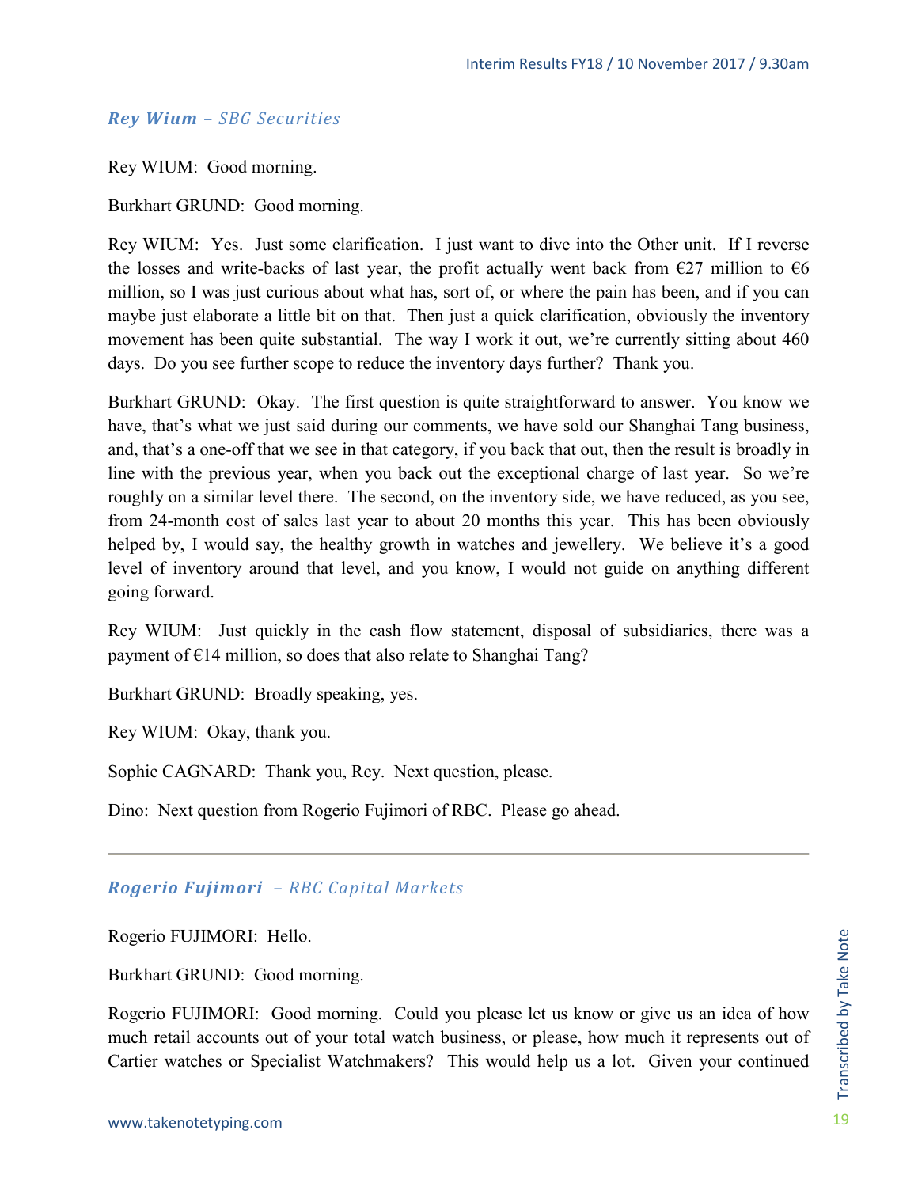### *Rey Wium – SBG Securities*

Rey WIUM: Good morning.

Burkhart GRUND: Good morning.

Rey WIUM: Yes. Just some clarification. I just want to dive into the Other unit. If I reverse the losses and write-backs of last year, the profit actually went back from €27 million to €6 million, so I was just curious about what has, sort of, or where the pain has been, and if you can maybe just elaborate a little bit on that. Then just a quick clarification, obviously the inventory movement has been quite substantial. The way I work it out, we're currently sitting about 460 days. Do you see further scope to reduce the inventory days further? Thank you.

Burkhart GRUND: Okay. The first question is quite straightforward to answer. You know we have, that's what we just said during our comments, we have sold our Shanghai Tang business, and, that's a one-off that we see in that category, if you back that out, then the result is broadly in line with the previous year, when you back out the exceptional charge of last year. So we're roughly on a similar level there. The second, on the inventory side, we have reduced, as you see, from 24-month cost of sales last year to about 20 months this year. This has been obviously helped by, I would say, the healthy growth in watches and jewellery. We believe it's a good level of inventory around that level, and you know, I would not guide on anything different going forward.

Rey WIUM: Just quickly in the cash flow statement, disposal of subsidiaries, there was a payment of €14 million, so does that also relate to Shanghai Tang?

Burkhart GRUND: Broadly speaking, yes.

Rey WIUM: Okay, thank you.

Sophie CAGNARD: Thank you, Rey. Next question, please.

Dino: Next question from Rogerio Fujimori of RBC. Please go ahead.

---

### *Rogerio Fujimori – RBC Capital Markets*

Rogerio FUJIMORI: Hello.

Burkhart GRUND: Good morning.

Rogerio FUJIMORI: Good morning. Could you please let us know or give us an idea of how much retail accounts out of your total watch business, or please, how much it represents out of Cartier watches or Specialist Watchmakers? This would help us a lot. Given your continued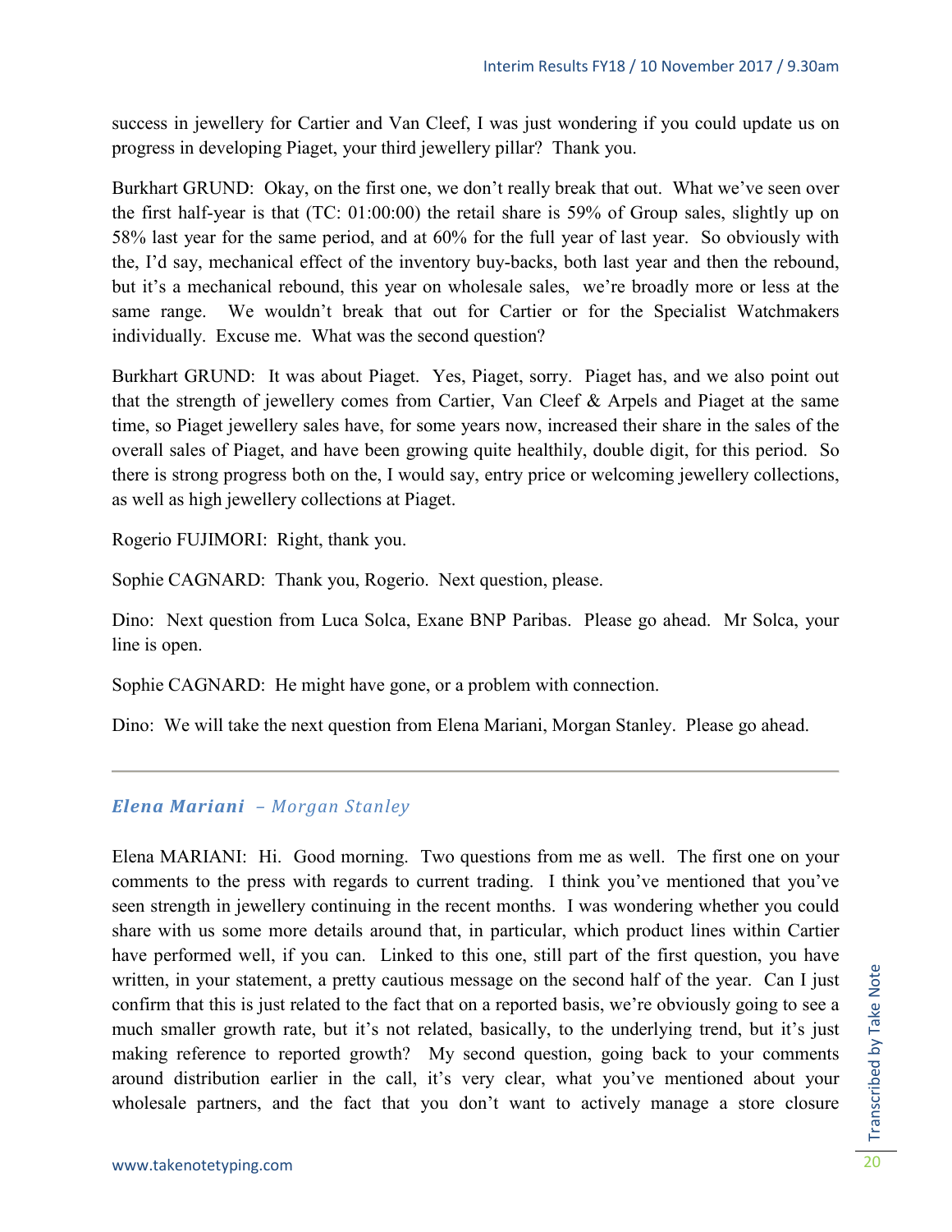success in jewellery for Cartier and Van Cleef, I was just wondering if you could update us on progress in developing Piaget, your third jewellery pillar? Thank you.

Burkhart GRUND: Okay, on the first one, we don't really break that out. What we've seen over the first half-year is that (TC: 01:00:00) the retail share is 59% of Group sales, slightly up on 58% last year for the same period, and at 60% for the full year of last year. So obviously with the, I'd say, mechanical effect of the inventory buy-backs, both last year and then the rebound, but it's a mechanical rebound, this year on wholesale sales, we're broadly more or less at the same range. We wouldn't break that out for Cartier or for the Specialist Watchmakers individually. Excuse me. What was the second question?

Burkhart GRUND: It was about Piaget. Yes, Piaget, sorry. Piaget has, and we also point out that the strength of jewellery comes from Cartier, Van Cleef & Arpels and Piaget at the same time, so Piaget jewellery sales have, for some years now, increased their share in the sales of the overall sales of Piaget, and have been growing quite healthily, double digit, for this period. So there is strong progress both on the, I would say, entry price or welcoming jewellery collections, as well as high jewellery collections at Piaget.

Rogerio FUJIMORI: Right, thank you.

Sophie CAGNARD: Thank you, Rogerio. Next question, please.

Dino: Next question from Luca Solca, Exane BNP Paribas. Please go ahead. Mr Solca, your line is open.

Sophie CAGNARD: He might have gone, or a problem with connection.

Dino: We will take the next question from Elena Mariani, Morgan Stanley. Please go ahead.

---

### *Elena Mariani – Morgan Stanley*

Elena MARIANI: Hi. Good morning. Two questions from me as well. The first one on your comments to the press with regards to current trading. I think you've mentioned that you've seen strength in jewellery continuing in the recent months. I was wondering whether you could share with us some more details around that, in particular, which product lines within Cartier have performed well, if you can. Linked to this one, still part of the first question, you have written, in your statement, a pretty cautious message on the second half of the year. Can I just confirm that this is just related to the fact that on a reported basis, we're obviously going to see a much smaller growth rate, but it's not related, basically, to the underlying trend, but it's just making reference to reported growth? My second question, going back to your comments around distribution earlier in the call, it's very clear, what you've mentioned about your wholesale partners, and the fact that you don't want to actively manage a store closure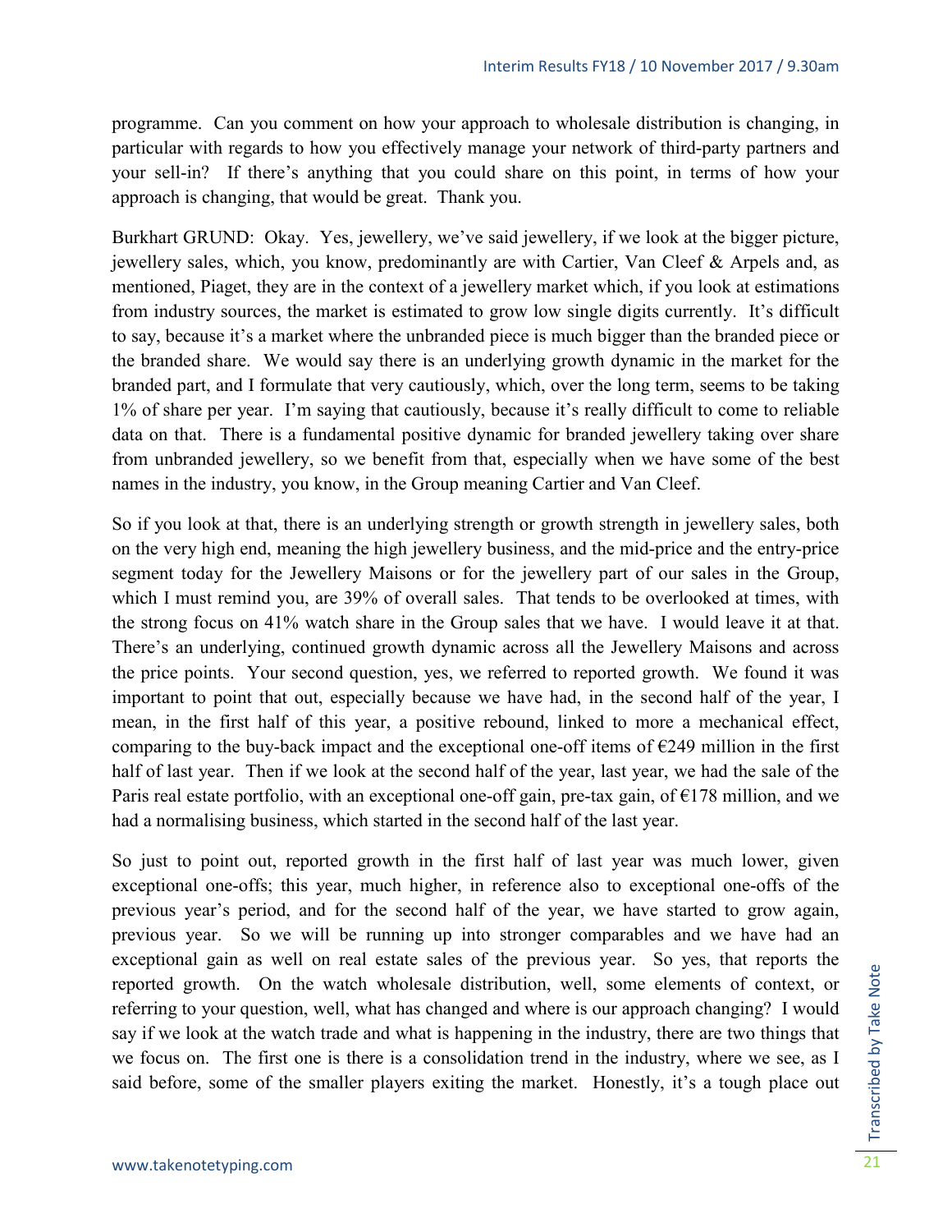programme. Can you comment on how your approach to wholesale distribution is changing, in particular with regards to how you effectively manage your network of third-party partners and your sell-in? If there's anything that you could share on this point, in terms of how your approach is changing, that would be great. Thank you.

Burkhart GRUND: Okay. Yes, jewellery, we've said jewellery, if we look at the bigger picture, jewellery sales, which, you know, predominantly are with Cartier, Van Cleef & Arpels and, as mentioned, Piaget, they are in the context of a jewellery market which, if you look at estimations from industry sources, the market is estimated to grow low single digits currently. It's difficult to say, because it's a market where the unbranded piece is much bigger than the branded piece or the branded share. We would say there is an underlying growth dynamic in the market for the branded part, and I formulate that very cautiously, which, over the long term, seems to be taking 1% of share per year. I'm saying that cautiously, because it's really difficult to come to reliable data on that. There is a fundamental positive dynamic for branded jewellery taking over share from unbranded jewellery, so we benefit from that, especially when we have some of the best names in the industry, you know, in the Group meaning Cartier and Van Cleef.

So if you look at that, there is an underlying strength or growth strength in jewellery sales, both on the very high end, meaning the high jewellery business, and the mid-price and the entry-price segment today for the Jewellery Maisons or for the jewellery part of our sales in the Group, which I must remind you, are 39% of overall sales. That tends to be overlooked at times, with the strong focus on 41% watch share in the Group sales that we have. I would leave it at that. There's an underlying, continued growth dynamic across all the Jewellery Maisons and across the price points. Your second question, yes, we referred to reported growth. We found it was important to point that out, especially because we have had, in the second half of the year, I mean, in the first half of this year, a positive rebound, linked to more a mechanical effect, comparing to the buy-back impact and the exceptional one-off items of €249 million in the first half of last year. Then if we look at the second half of the year, last year, we had the sale of the Paris real estate portfolio, with an exceptional one-off gain, pre-tax gain, of €178 million, and we had a normalising business, which started in the second half of the last year.

So just to point out, reported growth in the first half of last year was much lower, given exceptional one-offs; this year, much higher, in reference also to exceptional one-offs of the previous year's period, and for the second half of the year, we have started to grow again, previous year. So we will be running up into stronger comparables and we have had an exceptional gain as well on real estate sales of the previous year. So yes, that reports the reported growth. On the watch wholesale distribution, well, some elements of context, or referring to your question, well, what has changed and where is our approach changing? I would say if we look at the watch trade and what is happening in the industry, there are two things that we focus on. The first one is there is a consolidation trend in the industry, where we see, as I said before, some of the smaller players exiting the market. Honestly, it's a tough place out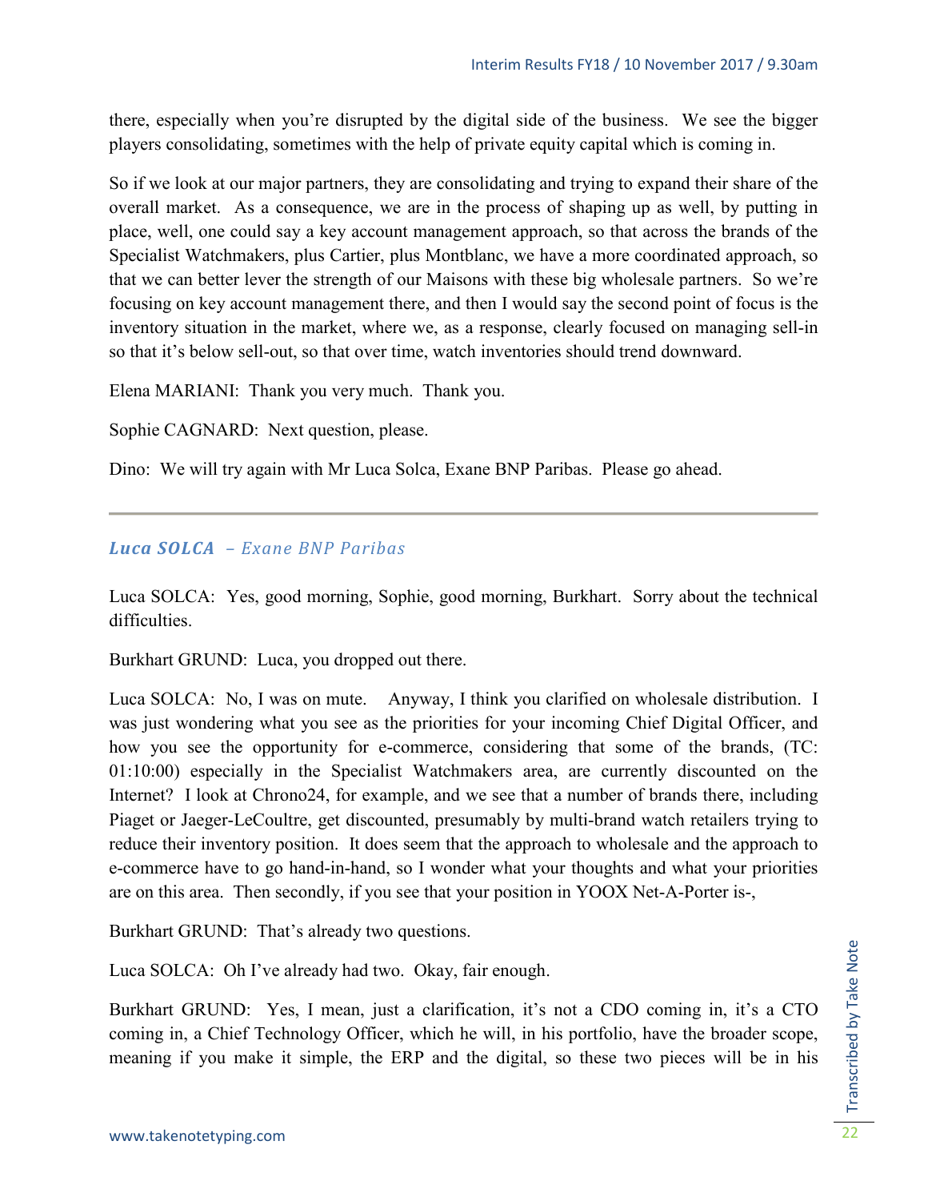there, especially when you're disrupted by the digital side of the business. We see the bigger players consolidating, sometimes with the help of private equity capital which is coming in.

So if we look at our major partners, they are consolidating and trying to expand their share of the overall market. As a consequence, we are in the process of shaping up as well, by putting in place, well, one could say a key account management approach, so that across the brands of the Specialist Watchmakers, plus Cartier, plus Montblanc, we have a more coordinated approach, so that we can better lever the strength of our Maisons with these big wholesale partners. So we're focusing on key account management there, and then I would say the second point of focus is the inventory situation in the market, where we, as a response, clearly focused on managing sell-in so that it's below sell-out, so that over time, watch inventories should trend downward.

Elena MARIANI: Thank you very much. Thank you.

Sophie CAGNARD: Next question, please.

Dino: We will try again with Mr Luca Solca, Exane BNP Paribas. Please go ahead.

---

### *Luca SOLCA – Exane BNP Paribas*

Luca SOLCA: Yes, good morning, Sophie, good morning, Burkhart. Sorry about the technical difficulties.

Burkhart GRUND: Luca, you dropped out there.

Luca SOLCA: No, I was on mute. Anyway, I think you clarified on wholesale distribution. I was just wondering what you see as the priorities for your incoming Chief Digital Officer, and how you see the opportunity for e-commerce, considering that some of the brands, (TC: 01:10:00) especially in the Specialist Watchmakers area, are currently discounted on the Internet? I look at Chrono24, for example, and we see that a number of brands there, including Piaget or Jaeger-LeCoultre, get discounted, presumably by multi-brand watch retailers trying to reduce their inventory position. It does seem that the approach to wholesale and the approach to e-commerce have to go hand-in-hand, so I wonder what your thoughts and what your priorities are on this area. Then secondly, if you see that your position in YOOX Net-A-Porter is-,

Burkhart GRUND: That's already two questions.

Luca SOLCA: Oh I've already had two. Okay, fair enough.

Burkhart GRUND: Yes, I mean, just a clarification, it's not a CDO coming in, it's a CTO coming in, a Chief Technology Officer, which he will, in his portfolio, have the broader scope, meaning if you make it simple, the ERP and the digital, so these two pieces will be in his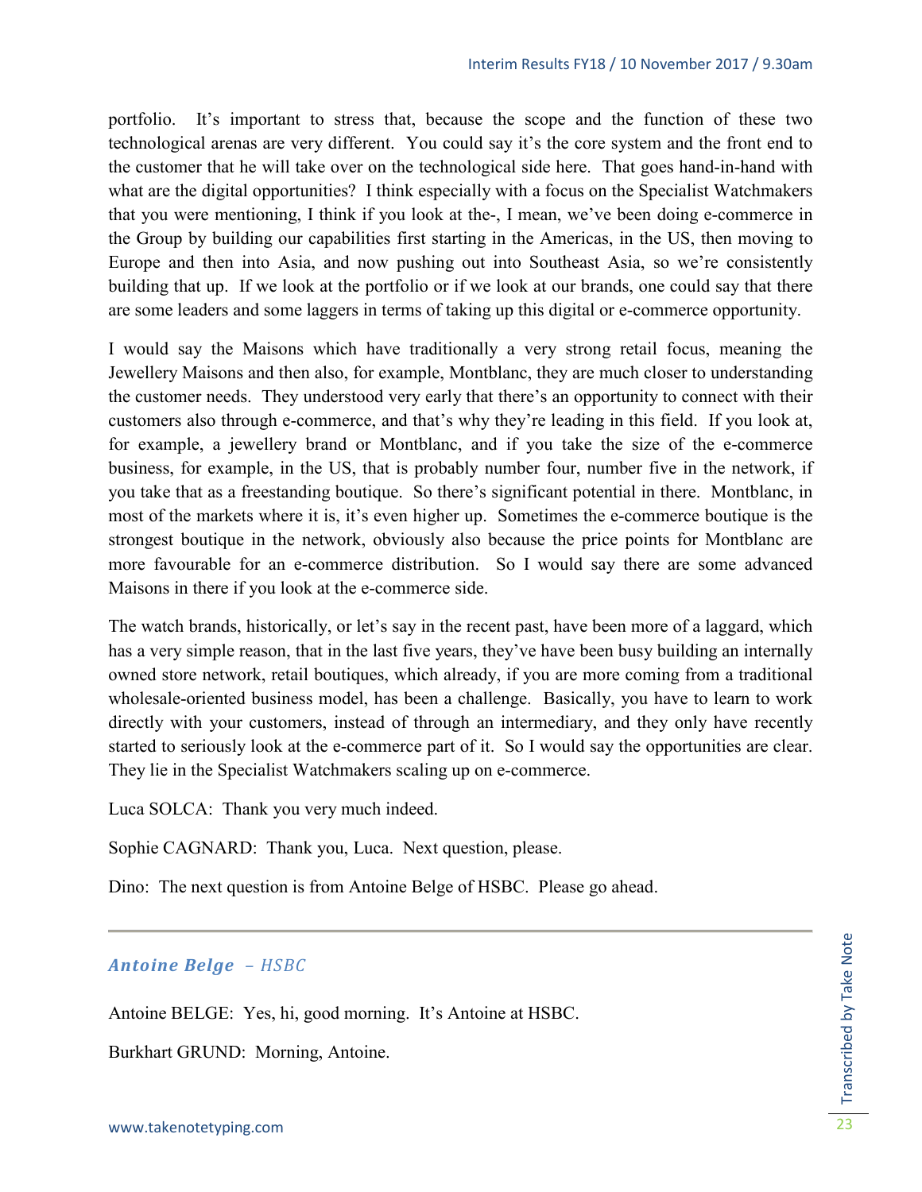portfolio. It's important to stress that, because the scope and the function of these two technological arenas are very different. You could say it's the core system and the front end to the customer that he will take over on the technological side here. That goes hand-in-hand with what are the digital opportunities? I think especially with a focus on the Specialist Watchmakers that you were mentioning, I think if you look at the-, I mean, we've been doing e-commerce in the Group by building our capabilities first starting in the Americas, in the US, then moving to Europe and then into Asia, and now pushing out into Southeast Asia, so we're consistently building that up. If we look at the portfolio or if we look at our brands, one could say that there are some leaders and some laggers in terms of taking up this digital or e-commerce opportunity.

I would say the Maisons which have traditionally a very strong retail focus, meaning the Jewellery Maisons and then also, for example, Montblanc, they are much closer to understanding the customer needs. They understood very early that there's an opportunity to connect with their customers also through e-commerce, and that's why they're leading in this field. If you look at, for example, a jewellery brand or Montblanc, and if you take the size of the e-commerce business, for example, in the US, that is probably number four, number five in the network, if you take that as a freestanding boutique. So there's significant potential in there. Montblanc, in most of the markets where it is, it's even higher up. Sometimes the e-commerce boutique is the strongest boutique in the network, obviously also because the price points for Montblanc are more favourable for an e-commerce distribution. So I would say there are some advanced Maisons in there if you look at the e-commerce side.

The watch brands, historically, or let's say in the recent past, have been more of a laggard, which has a very simple reason, that in the last five years, they've have been busy building an internally owned store network, retail boutiques, which already, if you are more coming from a traditional wholesale-oriented business model, has been a challenge. Basically, you have to learn to work directly with your customers, instead of through an intermediary, and they only have recently started to seriously look at the e-commerce part of it. So I would say the opportunities are clear. They lie in the Specialist Watchmakers scaling up on e-commerce.

Luca SOLCA: Thank you very much indeed.

Sophie CAGNARD: Thank you, Luca. Next question, please.

Dino: The next question is from Antoine Belge of HSBC. Please go ahead.

---

### *Antoine Belge – HSBC*

Antoine BELGE: Yes, hi, good morning. It's Antoine at HSBC.

Burkhart GRUND: Morning, Antoine.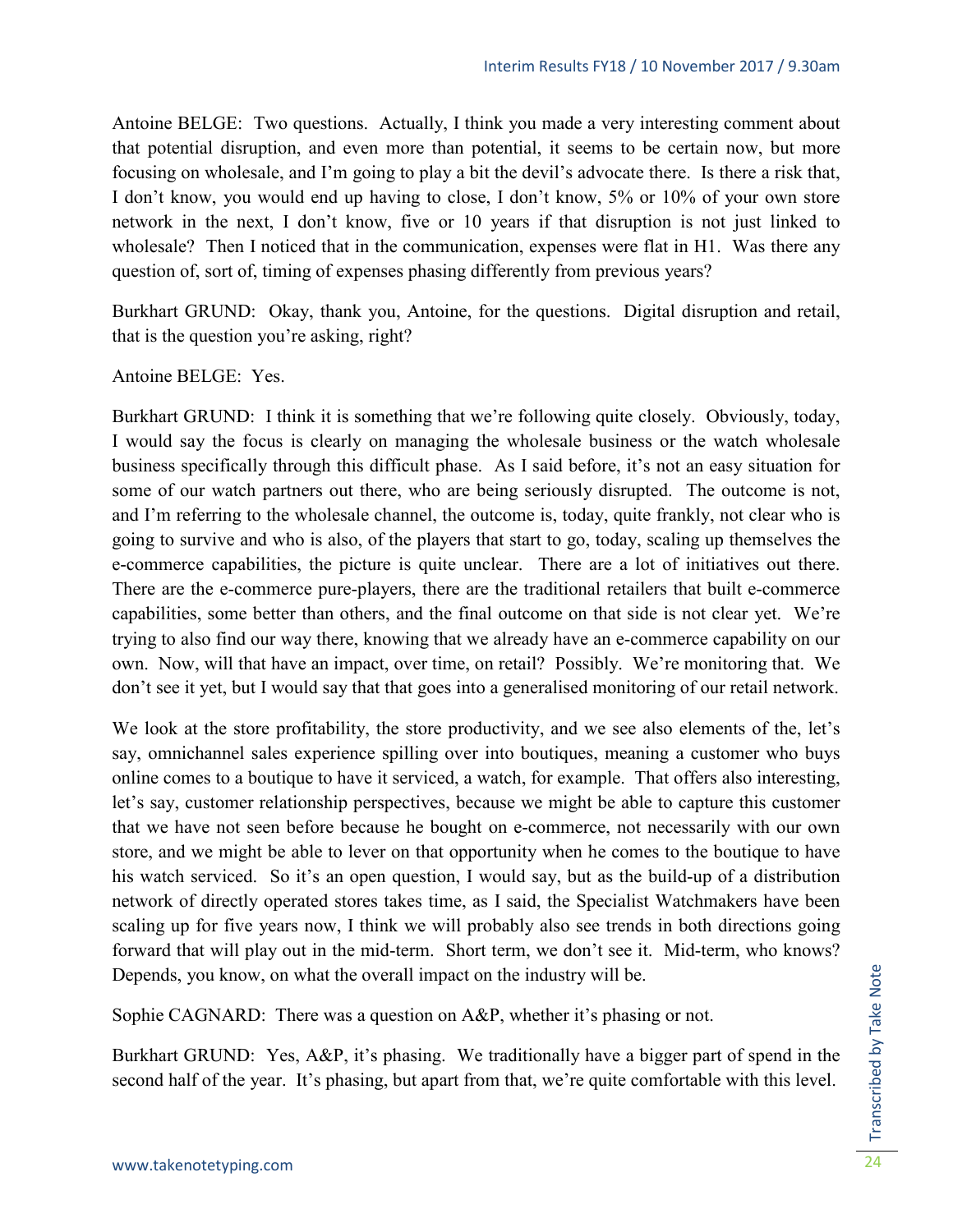Antoine BELGE: Two questions. Actually, I think you made a very interesting comment about that potential disruption, and even more than potential, it seems to be certain now, but more focusing on wholesale, and I'm going to play a bit the devil's advocate there. Is there a risk that, I don't know, you would end up having to close, I don't know, 5% or 10% of your own store network in the next, I don't know, five or 10 years if that disruption is not just linked to wholesale? Then I noticed that in the communication, expenses were flat in H1. Was there any question of, sort of, timing of expenses phasing differently from previous years?

Burkhart GRUND: Okay, thank you, Antoine, for the questions. Digital disruption and retail, that is the question you're asking, right?

Antoine BELGE: Yes.

Burkhart GRUND: I think it is something that we're following quite closely. Obviously, today, I would say the focus is clearly on managing the wholesale business or the watch wholesale business specifically through this difficult phase. As I said before, it's not an easy situation for some of our watch partners out there, who are being seriously disrupted. The outcome is not, and I'm referring to the wholesale channel, the outcome is, today, quite frankly, not clear who is going to survive and who is also, of the players that start to go, today, scaling up themselves the e-commerce capabilities, the picture is quite unclear. There are a lot of initiatives out there. There are the e-commerce pure-players, there are the traditional retailers that built e-commerce capabilities, some better than others, and the final outcome on that side is not clear yet. We're trying to also find our way there, knowing that we already have an e-commerce capability on our own. Now, will that have an impact, over time, on retail? Possibly. We're monitoring that. We don't see it yet, but I would say that that goes into a generalised monitoring of our retail network.

We look at the store profitability, the store productivity, and we see also elements of the, let's say, omnichannel sales experience spilling over into boutiques, meaning a customer who buys online comes to a boutique to have it serviced, a watch, for example. That offers also interesting, let's say, customer relationship perspectives, because we might be able to capture this customer that we have not seen before because he bought on e-commerce, not necessarily with our own store, and we might be able to lever on that opportunity when he comes to the boutique to have his watch serviced. So it's an open question, I would say, but as the build-up of a distribution network of directly operated stores takes time, as I said, the Specialist Watchmakers have been scaling up for five years now, I think we will probably also see trends in both directions going forward that will play out in the mid-term. Short term, we don't see it. Mid-term, who knows? Depends, you know, on what the overall impact on the industry will be.

Sophie CAGNARD: There was a question on A&P, whether it's phasing or not.

Burkhart GRUND: Yes, A&P, it's phasing. We traditionally have a bigger part of spend in the second half of the year. It's phasing, but apart from that, we're quite comfortable with this level.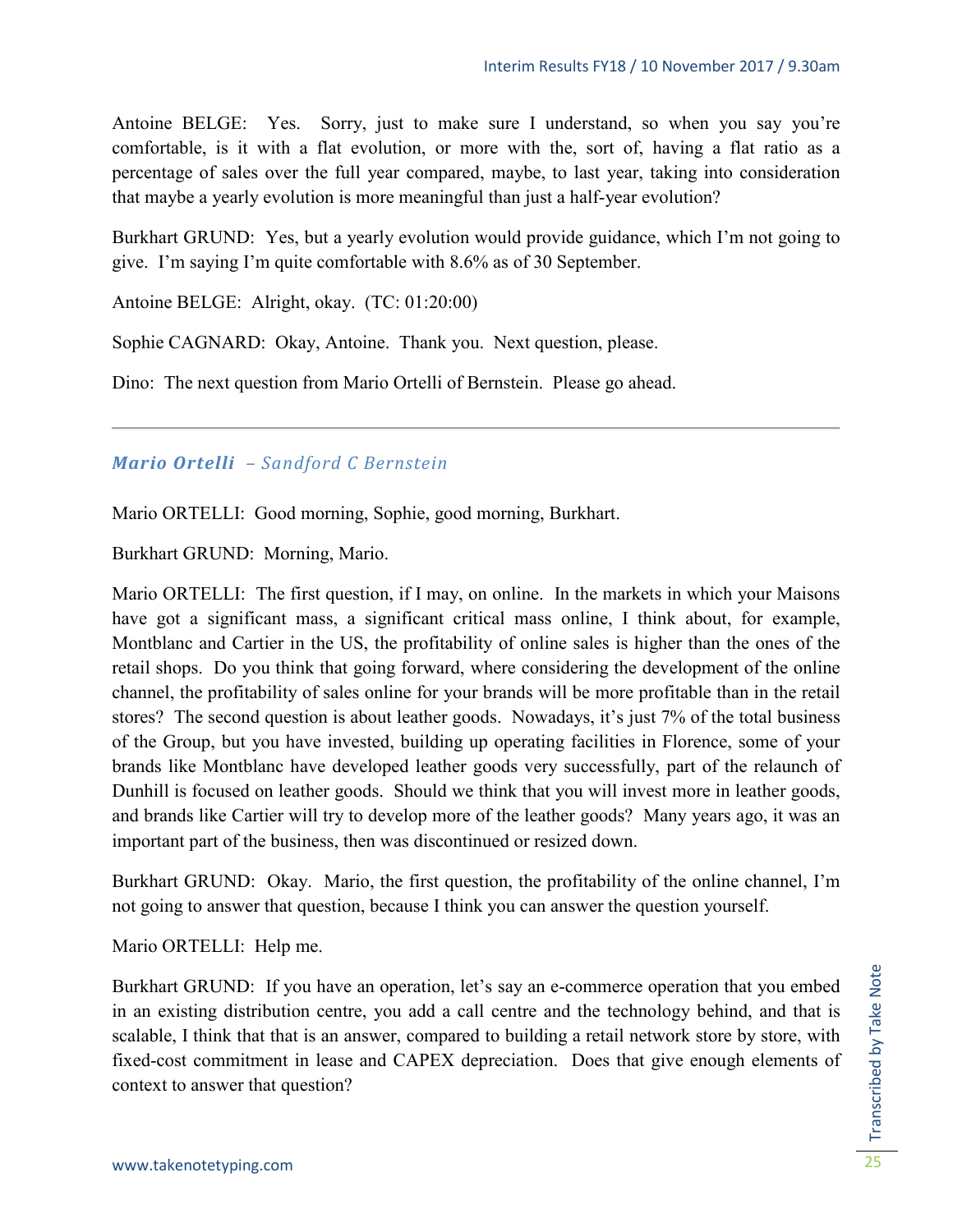Antoine BELGE: Yes. Sorry, just to make sure I understand, so when you say you're comfortable, is it with a flat evolution, or more with the, sort of, having a flat ratio as a percentage of sales over the full year compared, maybe, to last year, taking into consideration that maybe a yearly evolution is more meaningful than just a half-year evolution?

Burkhart GRUND: Yes, but a yearly evolution would provide guidance, which I'm not going to give. I'm saying I'm quite comfortable with 8.6% as of 30 September.

Antoine BELGE: Alright, okay. (TC: 01:20:00)

Sophie CAGNARD: Okay, Antoine. Thank you. Next question, please.

Dino: The next question from Mario Ortelli of Bernstein. Please go ahead.

---

### *Mario Ortelli – Sandford C Bernstein*

Mario ORTELLI: Good morning, Sophie, good morning, Burkhart.

Burkhart GRUND: Morning, Mario.

Mario ORTELLI: The first question, if I may, on online. In the markets in which your Maisons have got a significant mass, a significant critical mass online, I think about, for example, Montblanc and Cartier in the US, the profitability of online sales is higher than the ones of the retail shops. Do you think that going forward, where considering the development of the online channel, the profitability of sales online for your brands will be more profitable than in the retail stores? The second question is about leather goods. Nowadays, it's just 7% of the total business of the Group, but you have invested, building up operating facilities in Florence, some of your brands like Montblanc have developed leather goods very successfully, part of the relaunch of Dunhill is focused on leather goods. Should we think that you will invest more in leather goods, and brands like Cartier will try to develop more of the leather goods? Many years ago, it was an important part of the business, then was discontinued or resized down.

Burkhart GRUND: Okay. Mario, the first question, the profitability of the online channel, I'm not going to answer that question, because I think you can answer the question yourself.

Mario ORTELLI: Help me.

Burkhart GRUND: If you have an operation, let's say an e-commerce operation that you embed in an existing distribution centre, you add a call centre and the technology behind, and that is scalable, I think that that is an answer, compared to building a retail network store by store, with fixed-cost commitment in lease and CAPEX depreciation. Does that give enough elements of context to answer that question?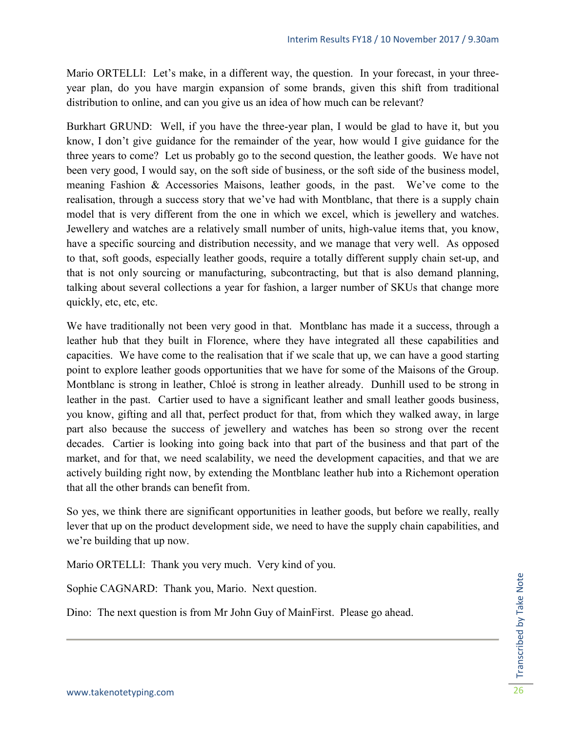Mario ORTELLI: Let's make, in a different way, the question. In your forecast, in your three-year plan, do you have margin expansion of some brands, given this shift from traditional distribution to online, and can you give us an idea of how much can be relevant?

Burkhart GRUND: Well, if you have the three-year plan, I would be glad to have it, but you know, I don't give guidance for the remainder of the year, how would I give guidance for the three years to come? Let us probably go to the second question, the leather goods. We have not been very good, I would say, on the soft side of business, or the soft side of the business model, meaning Fashion & Accessories Maisons, leather goods, in the past. We've come to the realisation, through a success story that we've had with Montblanc, that there is a supply chain model that is very different from the one in which we excel, which is jewellery and watches. Jewellery and watches are a relatively small number of units, high-value items that, you know, have a specific sourcing and distribution necessity, and we manage that very well. As opposed to that, soft goods, especially leather goods, require a totally different supply chain set-up, and that is not only sourcing or manufacturing, subcontracting, but that is also demand planning, talking about several collections a year for fashion, a larger number of SKUs that change more quickly, etc, etc, etc.

We have traditionally not been very good in that. Montblanc has made it a success, through a leather hub that they built in Florence, where they have integrated all these capabilities and capacities. We have come to the realisation that if we scale that up, we can have a good starting point to explore leather goods opportunities that we have for some of the Maisons of the Group. Montblanc is strong in leather, Chloé is strong in leather already. Dunhill used to be strong in leather in the past. Cartier used to have a significant leather and small leather goods business, you know, gifting and all that, perfect product for that, from which they walked away, in large part also because the success of jewellery and watches has been so strong over the recent decades. Cartier is looking into going back into that part of the business and that part of the market, and for that, we need scalability, we need the development capacities, and that we are actively building right now, by extending the Montblanc leather hub into a Richemont operation that all the other brands can benefit from.

So yes, we think there are significant opportunities in leather goods, but before we really, really lever that up on the product development side, we need to have the supply chain capabilities, and we're building that up now.

Mario ORTELLI: Thank you very much. Very kind of you.

Sophie CAGNARD: Thank you, Mario. Next question.

Dino: The next question is from Mr John Guy of MainFirst. Please go ahead.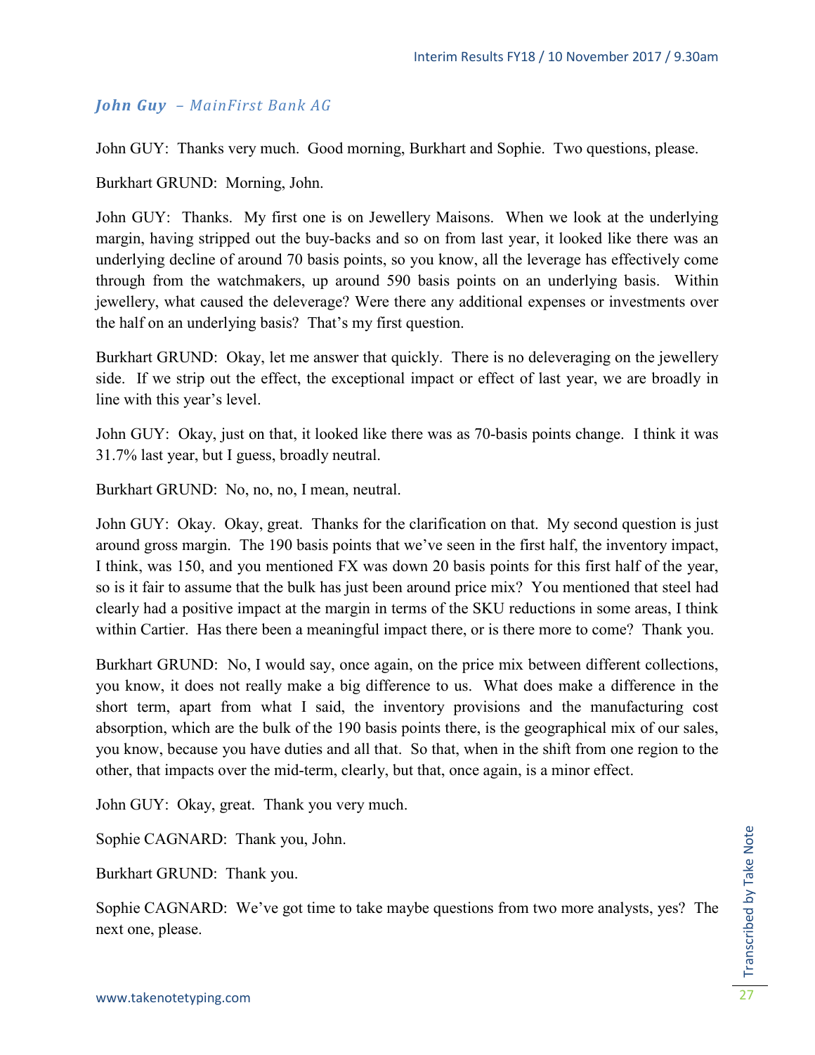### *John Guy – MainFirst Bank AG*

John GUY: Thanks very much. Good morning, Burkhart and Sophie. Two questions, please.

Burkhart GRUND: Morning, John.

John GUY: Thanks. My first one is on Jewellery Maisons. When we look at the underlying margin, having stripped out the buy-backs and so on from last year, it looked like there was an underlying decline of around 70 basis points, so you know, all the leverage has effectively come through from the watchmakers, up around 590 basis points on an underlying basis. Within jewellery, what caused the deleverage? Were there any additional expenses or investments over the half on an underlying basis? That's my first question.

Burkhart GRUND: Okay, let me answer that quickly. There is no deleveraging on the jewellery side. If we strip out the effect, the exceptional impact or effect of last year, we are broadly in line with this year's level.

John GUY: Okay, just on that, it looked like there was as 70-basis points change. I think it was 31.7% last year, but I guess, broadly neutral.

Burkhart GRUND: No, no, no, I mean, neutral.

John GUY: Okay. Okay, great. Thanks for the clarification on that. My second question is just around gross margin. The 190 basis points that we've seen in the first half, the inventory impact, I think, was 150, and you mentioned FX was down 20 basis points for this first half of the year, so is it fair to assume that the bulk has just been around price mix? You mentioned that steel had clearly had a positive impact at the margin in terms of the SKU reductions in some areas, I think within Cartier. Has there been a meaningful impact there, or is there more to come? Thank you.

Burkhart GRUND: No, I would say, once again, on the price mix between different collections, you know, it does not really make a big difference to us. What does make a difference in the short term, apart from what I said, the inventory provisions and the manufacturing cost absorption, which are the bulk of the 190 basis points there, is the geographical mix of our sales, you know, because you have duties and all that. So that, when in the shift from one region to the other, that impacts over the mid-term, clearly, but that, once again, is a minor effect.

John GUY: Okay, great. Thank you very much.

Sophie CAGNARD: Thank you, John.

Burkhart GRUND: Thank you.

Sophie CAGNARD: We've got time to take maybe questions from two more analysts, yes? The next one, please.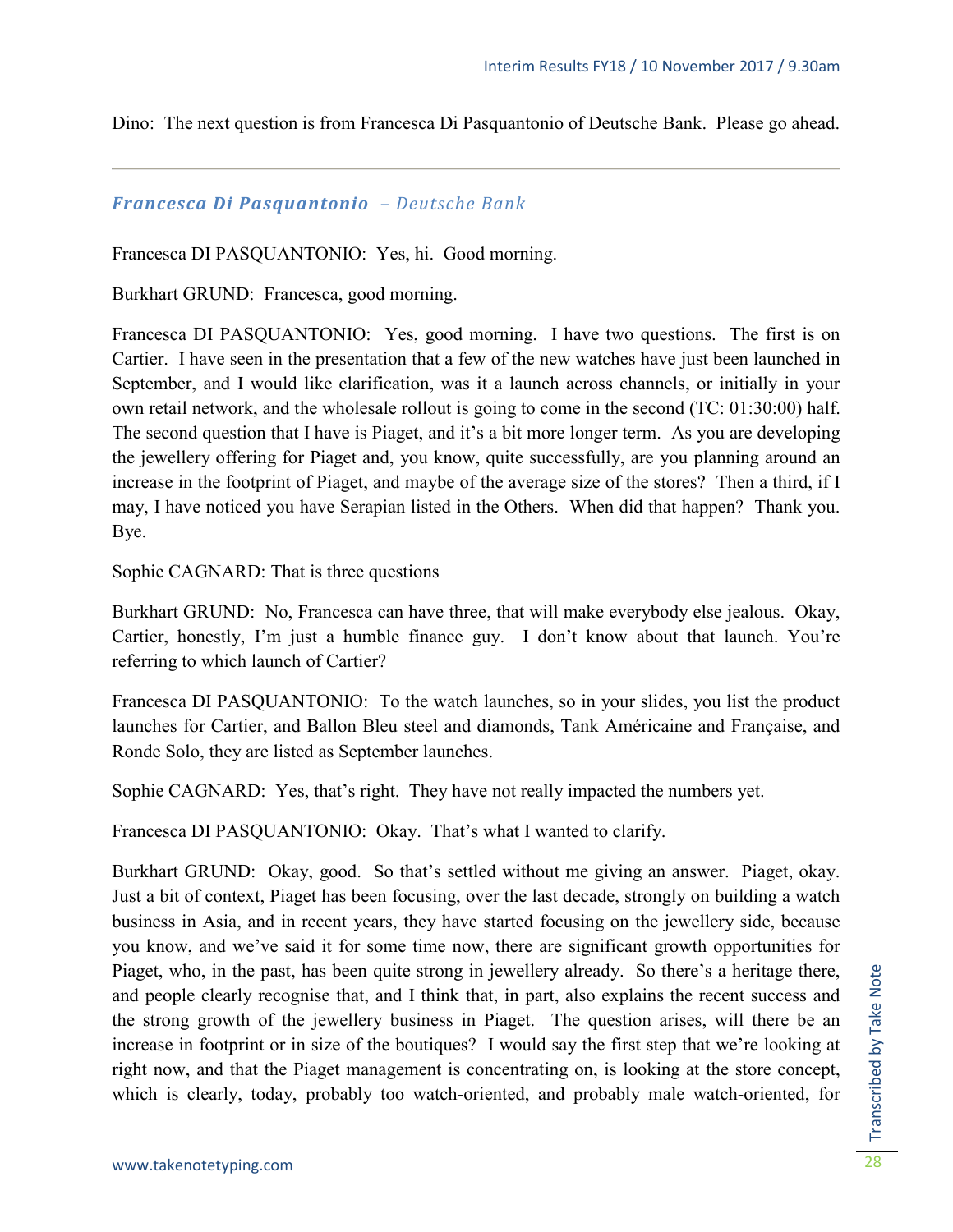Dino: The next question is from Francesca Di Pasquantonio of Deutsche Bank. Please go ahead.

---

### *Francesca Di Pasquantonio – Deutsche Bank*

Francesca DI PASQUANTONIO: Yes, hi. Good morning.

Burkhart GRUND: Francesca, good morning.

Francesca DI PASQUANTONIO: Yes, good morning. I have two questions. The first is on Cartier. I have seen in the presentation that a few of the new watches have just been launched in September, and I would like clarification, was it a launch across channels, or initially in your own retail network, and the wholesale rollout is going to come in the second (TC: 01:30:00) half. The second question that I have is Piaget, and it's a bit more longer term. As you are developing the jewellery offering for Piaget and, you know, quite successfully, are you planning around an increase in the footprint of Piaget, and maybe of the average size of the stores? Then a third, if I may, I have noticed you have Serapian listed in the Others. When did that happen? Thank you. Bye.

Sophie CAGNARD: That is three questions

Burkhart GRUND: No, Francesca can have three, that will make everybody else jealous. Okay, Cartier, honestly, I'm just a humble finance guy. I don't know about that launch. You're referring to which launch of Cartier?

Francesca DI PASQUANTONIO: To the watch launches, so in your slides, you list the product launches for Cartier, and Ballon Bleu steel and diamonds, Tank Américaine and Française, and Ronde Solo, they are listed as September launches.

Sophie CAGNARD: Yes, that's right. They have not really impacted the numbers yet.

Francesca DI PASQUANTONIO: Okay. That's what I wanted to clarify.

Burkhart GRUND: Okay, good. So that's settled without me giving an answer. Piaget, okay. Just a bit of context, Piaget has been focusing, over the last decade, strongly on building a watch business in Asia, and in recent years, they have started focusing on the jewellery side, because you know, and we've said it for some time now, there are significant growth opportunities for Piaget, who, in the past, has been quite strong in jewellery already. So there's a heritage there, and people clearly recognise that, and I think that, in part, also explains the recent success and the strong growth of the jewellery business in Piaget. The question arises, will there be an increase in footprint or in size of the boutiques? I would say the first step that we're looking at right now, and that the Piaget management is concentrating on, is looking at the store concept, which is clearly, today, probably too watch-oriented, and probably male watch-oriented, for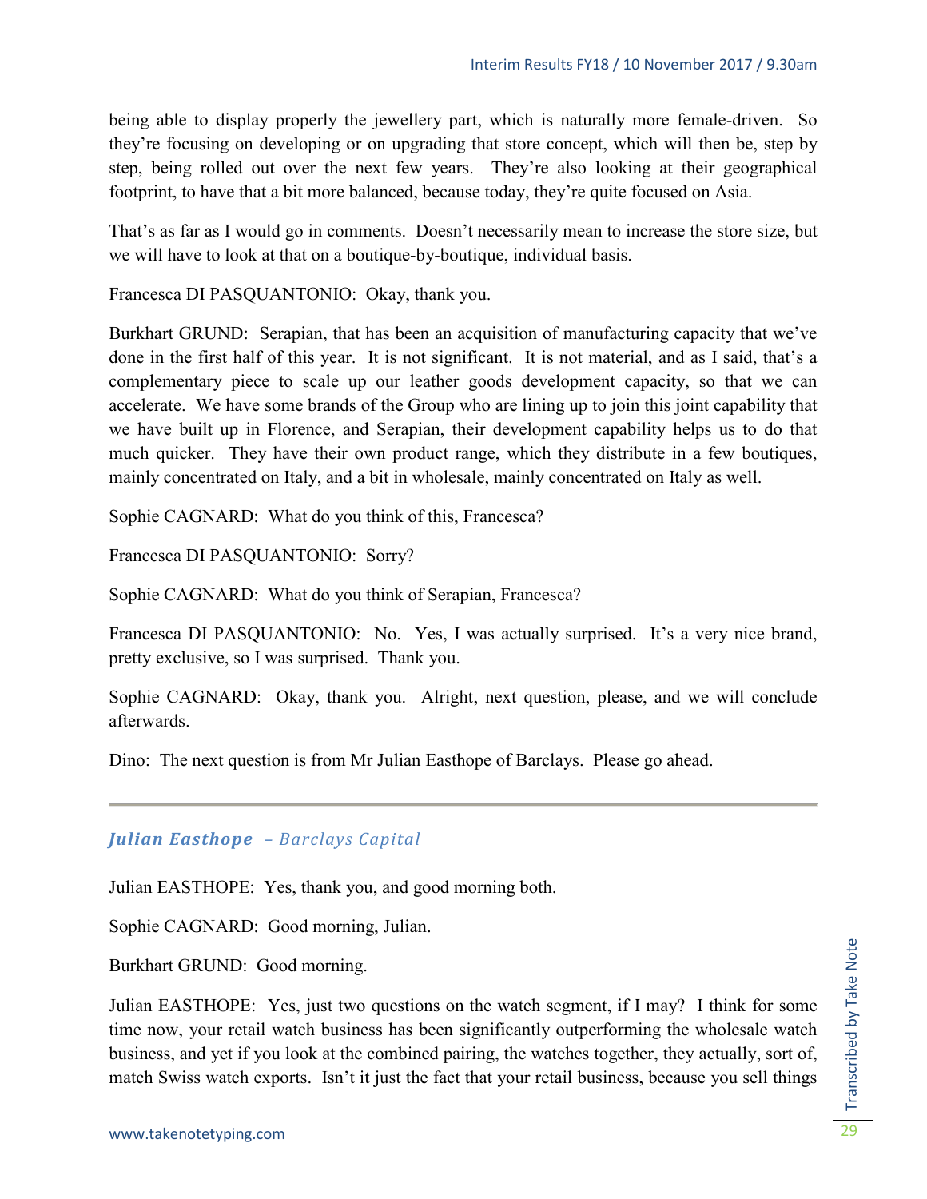being able to display properly the jewellery part, which is naturally more female-driven. So they're focusing on developing or on upgrading that store concept, which will then be, step by step, being rolled out over the next few years. They're also looking at their geographical footprint, to have that a bit more balanced, because today, they're quite focused on Asia.

That's as far as I would go in comments. Doesn't necessarily mean to increase the store size, but we will have to look at that on a boutique-by-boutique, individual basis.

Francesca DI PASQUANTONIO: Okay, thank you.

Burkhart GRUND: Serapian, that has been an acquisition of manufacturing capacity that we've done in the first half of this year. It is not significant. It is not material, and as I said, that's a complementary piece to scale up our leather goods development capacity, so that we can accelerate. We have some brands of the Group who are lining up to join this joint capability that we have built up in Florence, and Serapian, their development capability helps us to do that much quicker. They have their own product range, which they distribute in a few boutiques, mainly concentrated on Italy, and a bit in wholesale, mainly concentrated on Italy as well.

Sophie CAGNARD: What do you think of this, Francesca?

Francesca DI PASQUANTONIO: Sorry?

Sophie CAGNARD: What do you think of Serapian, Francesca?

Francesca DI PASQUANTONIO: No. Yes, I was actually surprised. It's a very nice brand, pretty exclusive, so I was surprised. Thank you.

Sophie CAGNARD: Okay, thank you. Alright, next question, please, and we will conclude afterwards.

Dino: The next question is from Mr Julian Easthope of Barclays. Please go ahead.

---

### ***Julian Easthope*** *– Barclays Capital*

Julian EASTHOPE: Yes, thank you, and good morning both.

Sophie CAGNARD: Good morning, Julian.

Burkhart GRUND: Good morning.

Julian EASTHOPE: Yes, just two questions on the watch segment, if I may? I think for some time now, your retail watch business has been significantly outperforming the wholesale watch business, and yet if you look at the combined pairing, the watches together, they actually, sort of, match Swiss watch exports. Isn't it just the fact that your retail business, because you sell things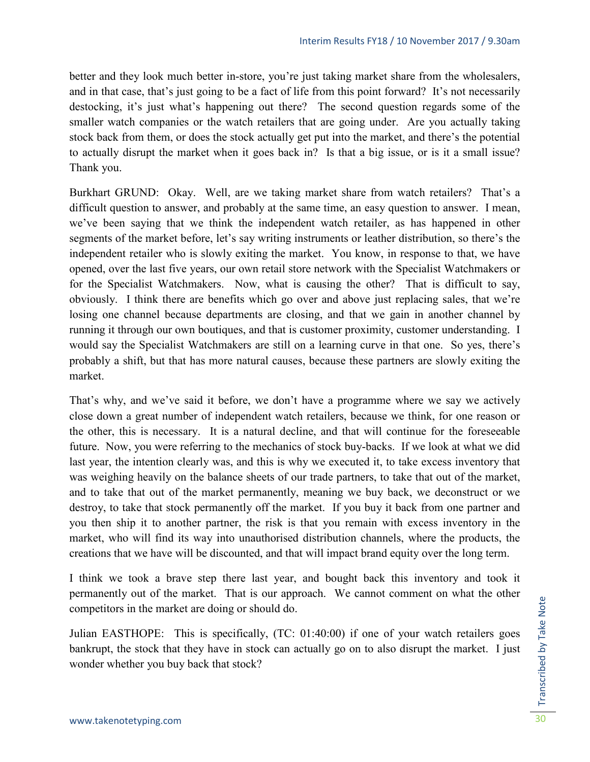better and they look much better in-store, you're just taking market share from the wholesalers, and in that case, that's just going to be a fact of life from this point forward? It's not necessarily destocking, it's just what's happening out there? The second question regards some of the smaller watch companies or the watch retailers that are going under. Are you actually taking stock back from them, or does the stock actually get put into the market, and there's the potential to actually disrupt the market when it goes back in? Is that a big issue, or is it a small issue? Thank you.

Burkhart GRUND: Okay. Well, are we taking market share from watch retailers? That's a difficult question to answer, and probably at the same time, an easy question to answer. I mean, we've been saying that we think the independent watch retailer, as has happened in other segments of the market before, let's say writing instruments or leather distribution, so there's the independent retailer who is slowly exiting the market. You know, in response to that, we have opened, over the last five years, our own retail store network with the Specialist Watchmakers or for the Specialist Watchmakers. Now, what is causing the other? That is difficult to say, obviously. I think there are benefits which go over and above just replacing sales, that we're losing one channel because departments are closing, and that we gain in another channel by running it through our own boutiques, and that is customer proximity, customer understanding. I would say the Specialist Watchmakers are still on a learning curve in that one. So yes, there's probably a shift, but that has more natural causes, because these partners are slowly exiting the market.

That's why, and we've said it before, we don't have a programme where we say we actively close down a great number of independent watch retailers, because we think, for one reason or the other, this is necessary. It is a natural decline, and that will continue for the foreseeable future. Now, you were referring to the mechanics of stock buy-backs. If we look at what we did last year, the intention clearly was, and this is why we executed it, to take excess inventory that was weighing heavily on the balance sheets of our trade partners, to take that out of the market, and to take that out of the market permanently, meaning we buy back, we deconstruct or we destroy, to take that stock permanently off the market. If you buy it back from one partner and you then ship it to another partner, the risk is that you remain with excess inventory in the market, who will find its way into unauthorised distribution channels, where the products, the creations that we have will be discounted, and that will impact brand equity over the long term.

I think we took a brave step there last year, and bought back this inventory and took it permanently out of the market. That is our approach. We cannot comment on what the other competitors in the market are doing or should do.

Julian EASTHOPE: This is specifically, (TC: 01:40:00) if one of your watch retailers goes bankrupt, the stock that they have in stock can actually go on to also disrupt the market. I just wonder whether you buy back that stock?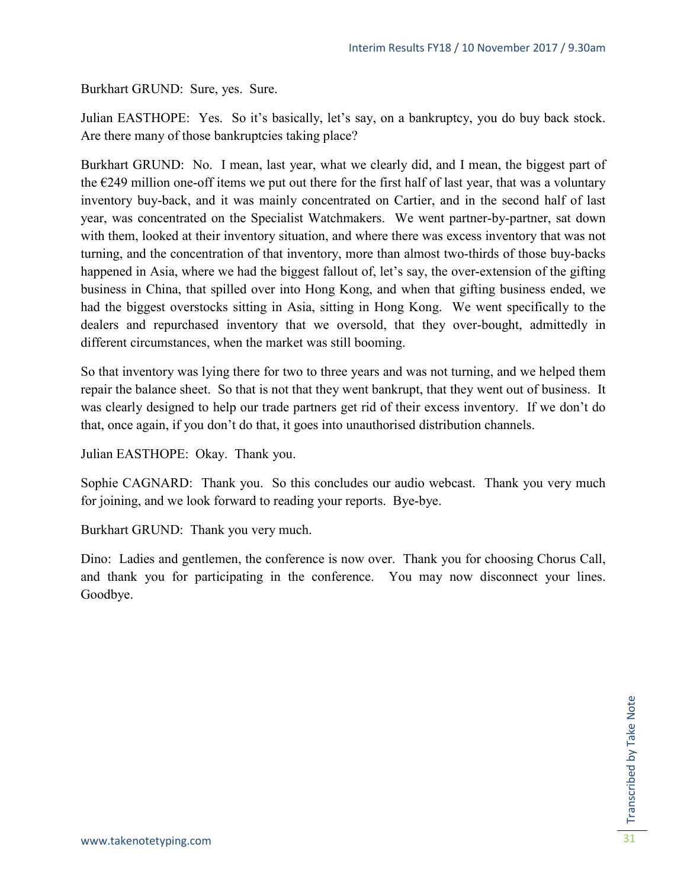Burkhart GRUND: Sure, yes. Sure.

Julian EASTHOPE: Yes. So it's basically, let's say, on a bankruptcy, you do buy back stock. Are there many of those bankruptcies taking place?

Burkhart GRUND: No. I mean, last year, what we clearly did, and I mean, the biggest part of the €249 million one-off items we put out there for the first half of last year, that was a voluntary inventory buy-back, and it was mainly concentrated on Cartier, and in the second half of last year, was concentrated on the Specialist Watchmakers. We went partner-by-partner, sat down with them, looked at their inventory situation, and where there was excess inventory that was not turning, and the concentration of that inventory, more than almost two-thirds of those buy-backs happened in Asia, where we had the biggest fallout of, let's say, the over-extension of the gifting business in China, that spilled over into Hong Kong, and when that gifting business ended, we had the biggest overstocks sitting in Asia, sitting in Hong Kong. We went specifically to the dealers and repurchased inventory that we oversold, that they over-bought, admittedly in different circumstances, when the market was still booming.

So that inventory was lying there for two to three years and was not turning, and we helped them repair the balance sheet. So that is not that they went bankrupt, that they went out of business. It was clearly designed to help our trade partners get rid of their excess inventory. If we don't do that, once again, if you don't do that, it goes into unauthorised distribution channels.

Julian EASTHOPE: Okay. Thank you.

Sophie CAGNARD: Thank you. So this concludes our audio webcast. Thank you very much for joining, and we look forward to reading your reports. Bye-bye.

Burkhart GRUND: Thank you very much.

Dino: Ladies and gentlemen, the conference is now over. Thank you for choosing Chorus Call, and thank you for participating in the conference. You may now disconnect your lines. Goodbye.